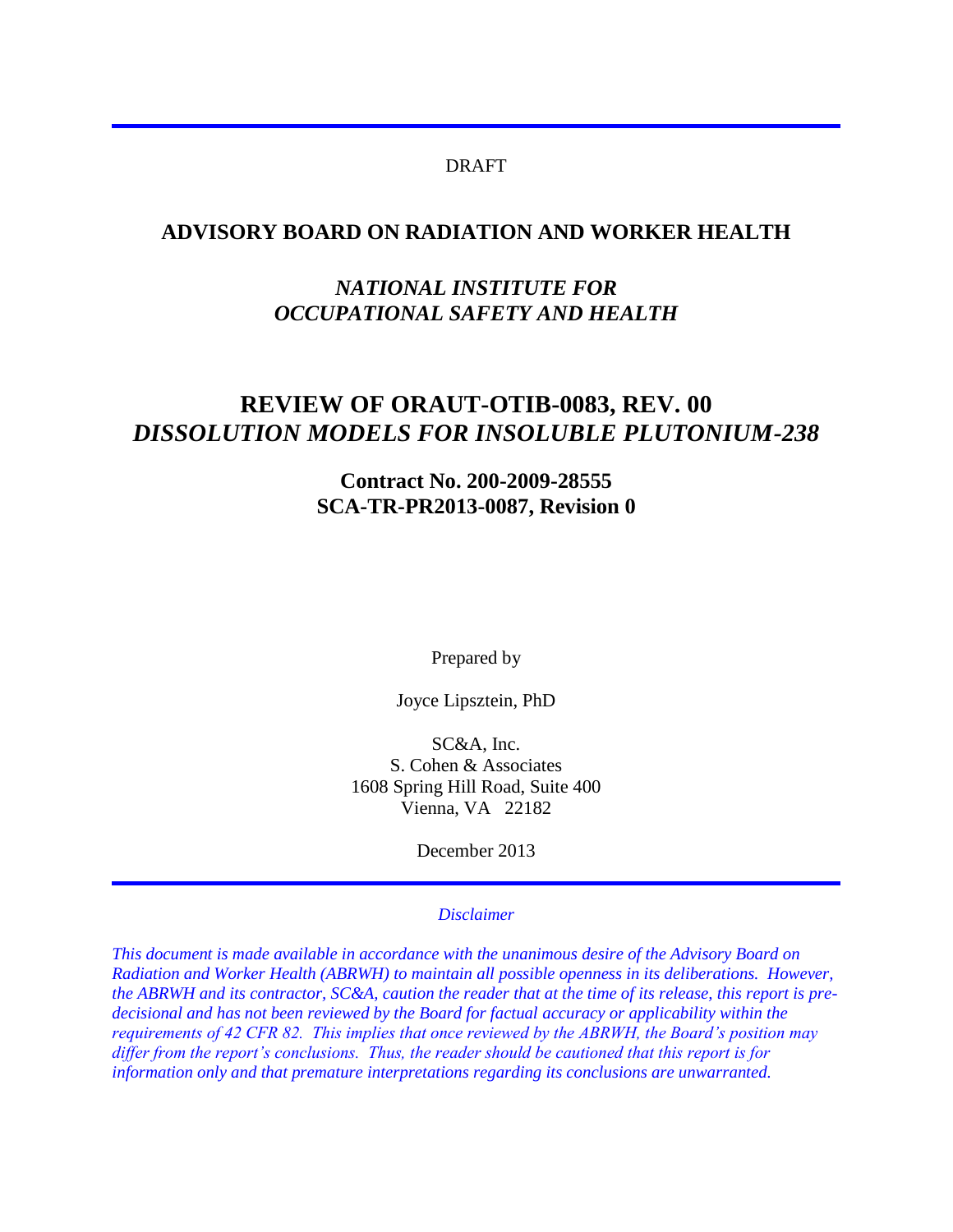DRAFT

# ADVISORY BOARD ON RADIATION AND WORKER HEALTH

## *NATIONAL INSTITUTE FOR OCCUPATIONAL SAFETY AND HEALTH*

# REVIEW OF ORAUT-OTIB-0083, REV. 00 *DISSOLUTION MODELS FOR INSOLUBLE PLUTONIUM-238*

**Contract No. 200-2009-28555**
**SCA-TR-PR2013-0087, Revision 0**

Prepared by

Joyce Lipsztein, PhD

SC&A, Inc.
S. Cohen & Associates
1608 Spring Hill Road, Suite 400
Vienna, VA 22182

December 2013

*Disclaimer*

*This document is made available in accordance with the unanimous desire of the Advisory Board on Radiation and Worker Health (ABRWH) to maintain all possible openness in its deliberations. However, the ABRWH and its contractor, SC&A, caution the reader that at the time of its release, this report is pre-decisional and has not been reviewed by the Board for factual accuracy or applicability within the requirements of 42 CFR 82. This implies that once reviewed by the ABRWH, the Board's position may differ from the report's conclusions. Thus, the reader should be cautioned that this report is for information only and that premature interpretations regarding its conclusions are unwarranted.*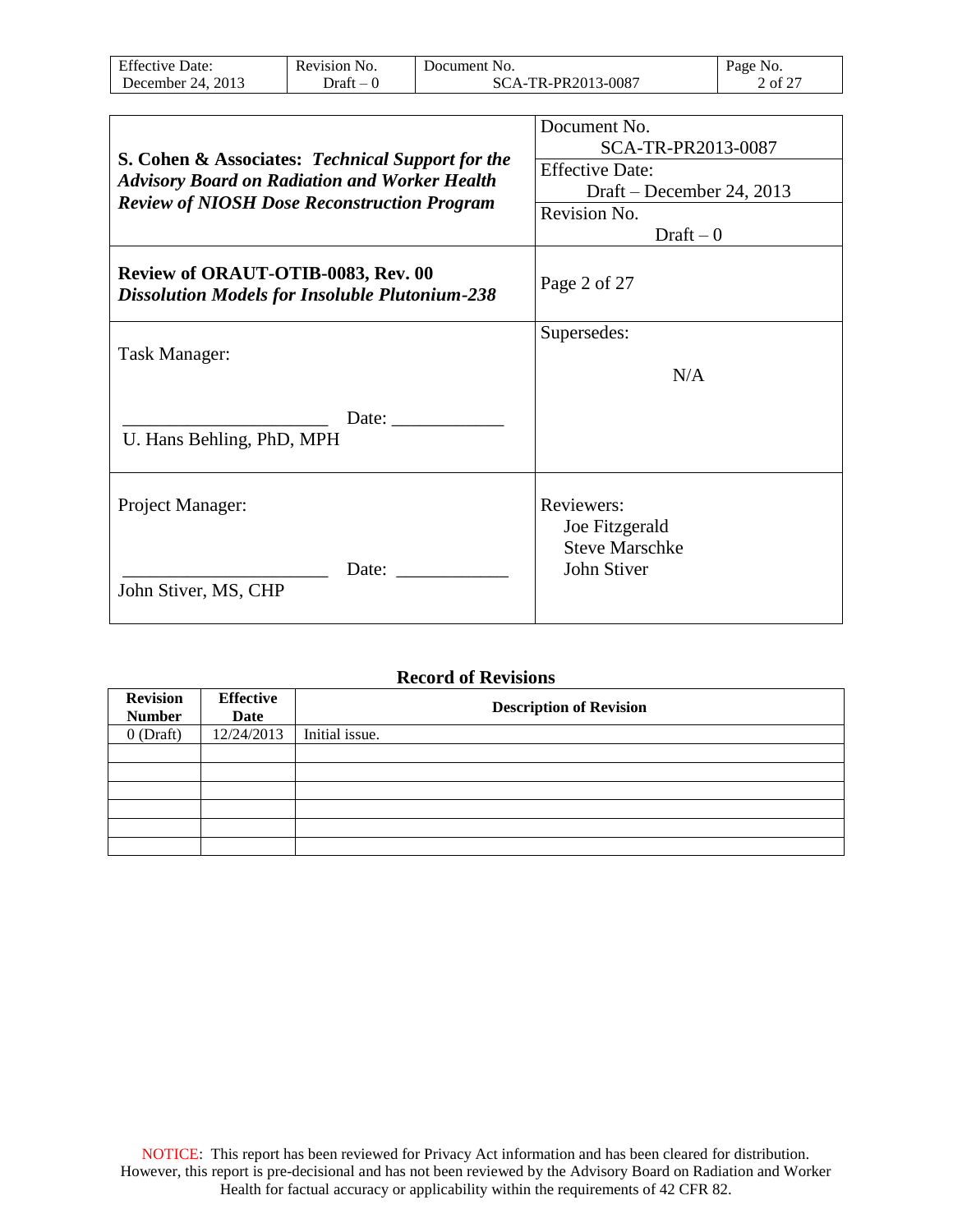| S. Cohen & Associates: *Technical Support for the Advisory Board on Radiation and Worker Health Review of NIOSH Dose Reconstruction Program* | Document No. SCA-TR-PR2013-0087 |
|---|---|
| | Effective Date: Draft – December 24, 2013 |
| | Revision No. Draft – 0 |
| **Review of ORAUT-OTIB-0083, Rev. 00** ***Dissolution Models for Insoluble Plutonium-238*** | Page 2 of 27 |
| Task Manager: ______________________ Date: ____________ U. Hans Behling, PhD, MPH | Supersedes: N/A |
| Project Manager: ______________________ Date: ____________ John Stiver, MS, CHP | Reviewers: Joe Fitzgerald, Steve Marschke, John Stiver |

**Record of Revisions**

| Revision Number | Effective Date | Description of Revision |
|---|---|---|
| 0 (Draft) | 12/24/2013 | Initial issue. |
| | | |
| | | |
| | | |
| | | |
| | | |
| | | |

NOTICE: This report has been reviewed for Privacy Act information and has been cleared for distribution. However, this report is pre-decisional and has not been reviewed by the Advisory Board on Radiation and Worker Health for factual accuracy or applicability within the requirements of 42 CFR 82.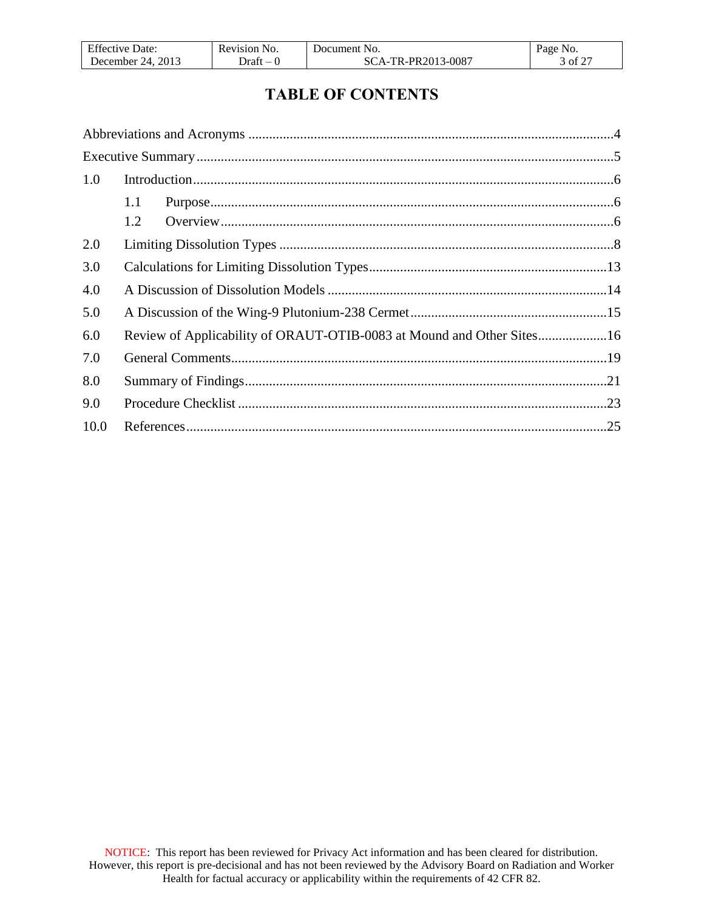# TABLE OF CONTENTS

Abbreviations and Acronyms .......................................................................................................4

Executive Summary.......................................................................................................................5

1.0 Introduction.........................................................................................................................6

  1.1 Purpose...................................................................................................................6

  1.2 Overview.................................................................................................................6

2.0 Limiting Dissolution Types ................................................................................................8

3.0 Calculations for Limiting Dissolution Types....................................................................13

4.0 A Discussion of Dissolution Models ................................................................................14

5.0 A Discussion of the Wing-9 Plutonium-238 Cermet........................................................15

6.0 Review of Applicability of ORAUT-OTIB-0083 at Mound and Other Sites....................16

7.0 General Comments............................................................................................................19

8.0 Summary of Findings........................................................................................................21

9.0 Procedure Checklist ..........................................................................................................23

10.0 References.........................................................................................................................25

NOTICE: This report has been reviewed for Privacy Act information and has been cleared for distribution. However, this report is pre-decisional and has not been reviewed by the Advisory Board on Radiation and Worker Health for factual accuracy or applicability within the requirements of 42 CFR 82.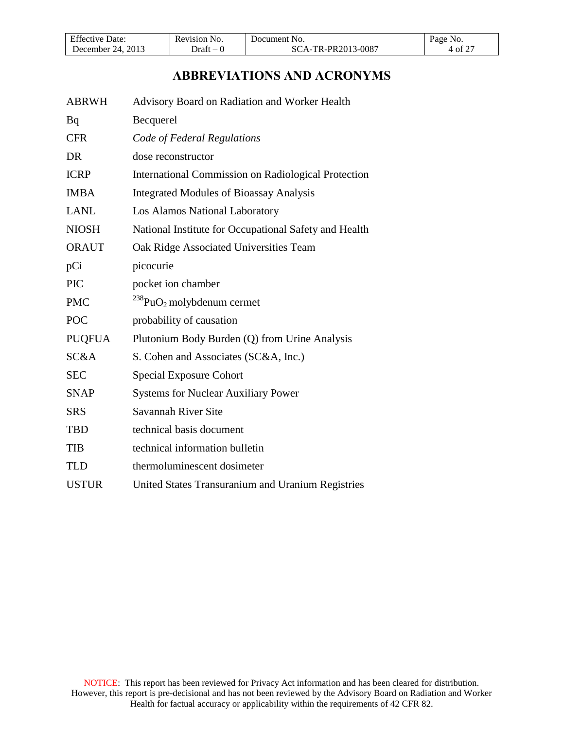# ABBREVIATIONS AND ACRONYMS

| | |
|---|---|
| ABRWH | Advisory Board on Radiation and Worker Health |
| Bq | Becquerel |
| CFR | *Code of Federal Regulations* |
| DR | dose reconstructor |
| ICRP | International Commission on Radiological Protection |
| IMBA | Integrated Modules of Bioassay Analysis |
| LANL | Los Alamos National Laboratory |
| NIOSH | National Institute for Occupational Safety and Health |
| ORAUT | Oak Ridge Associated Universities Team |
| pCi | picocurie |
| PIC | pocket ion chamber |
| PMC | $^{238}PuO_2$ molybdenum cermet |
| POC | probability of causation |
| PUQFUA | Plutonium Body Burden (Q) from Urine Analysis |
| SC&A | S. Cohen and Associates (SC&A, Inc.) |
| SEC | Special Exposure Cohort |
| SNAP | Systems for Nuclear Auxiliary Power |
| SRS | Savannah River Site |
| TBD | technical basis document |
| TIB | technical information bulletin |
| TLD | thermoluminescent dosimeter |
| USTUR | United States Transuranium and Uranium Registries |

NOTICE: This report has been reviewed for Privacy Act information and has been cleared for distribution. However, this report is pre-decisional and has not been reviewed by the Advisory Board on Radiation and Worker Health for factual accuracy or applicability within the requirements of 42 CFR 82.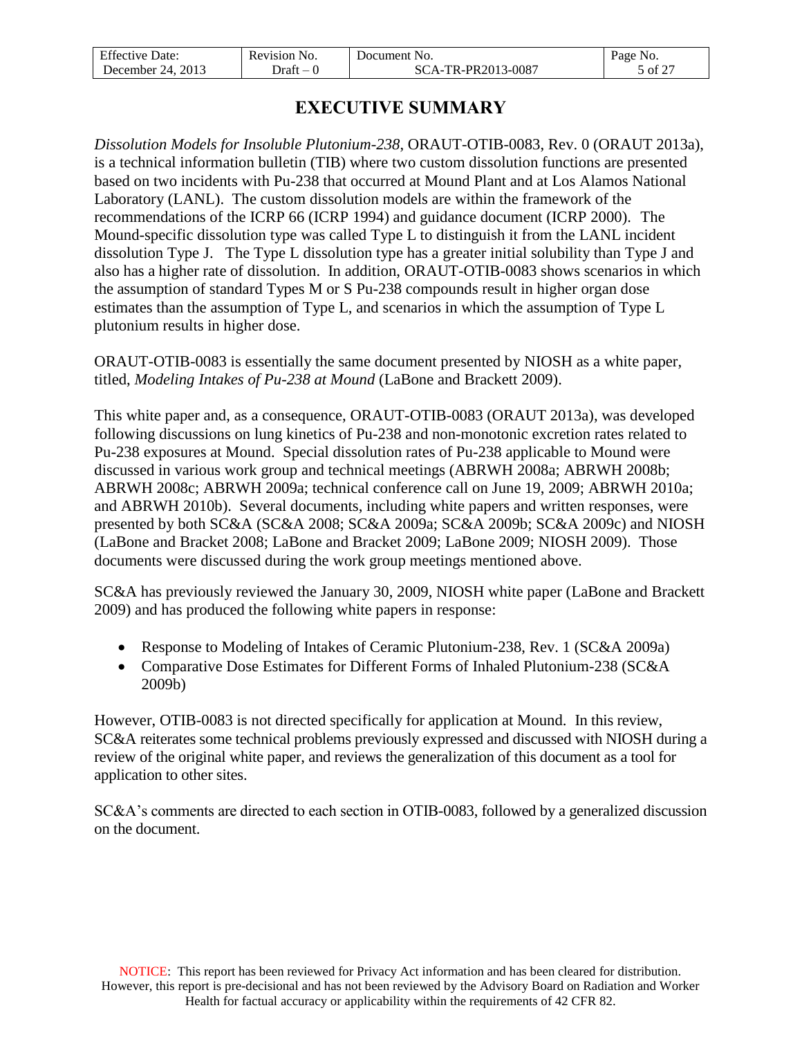# EXECUTIVE SUMMARY

*Dissolution Models for Insoluble Plutonium-238*, ORAUT-OTIB-0083, Rev. 0 (ORAUT 2013a), is a technical information bulletin (TIB) where two custom dissolution functions are presented based on two incidents with Pu-238 that occurred at Mound Plant and at Los Alamos National Laboratory (LANL). The custom dissolution models are within the framework of the recommendations of the ICRP 66 (ICRP 1994) and guidance document (ICRP 2000). The Mound-specific dissolution type was called Type L to distinguish it from the LANL incident dissolution Type J. The Type L dissolution type has a greater initial solubility than Type J and also has a higher rate of dissolution. In addition, ORAUT-OTIB-0083 shows scenarios in which the assumption of standard Types M or S Pu-238 compounds result in higher organ dose estimates than the assumption of Type L, and scenarios in which the assumption of Type L plutonium results in higher dose.

ORAUT-OTIB-0083 is essentially the same document presented by NIOSH as a white paper, titled, *Modeling Intakes of Pu-238 at Mound* (LaBone and Brackett 2009).

This white paper and, as a consequence, ORAUT-OTIB-0083 (ORAUT 2013a), was developed following discussions on lung kinetics of Pu-238 and non-monotonic excretion rates related to Pu-238 exposures at Mound. Special dissolution rates of Pu-238 applicable to Mound were discussed in various work group and technical meetings (ABRWH 2008a; ABRWH 2008b; ABRWH 2008c; ABRWH 2009a; technical conference call on June 19, 2009; ABRWH 2010a; and ABRWH 2010b). Several documents, including white papers and written responses, were presented by both SC&A (SC&A 2008; SC&A 2009a; SC&A 2009b; SC&A 2009c) and NIOSH (LaBone and Bracket 2008; LaBone and Bracket 2009; LaBone 2009; NIOSH 2009). Those documents were discussed during the work group meetings mentioned above.

SC&A has previously reviewed the January 30, 2009, NIOSH white paper (LaBone and Brackett 2009) and has produced the following white papers in response:

- Response to Modeling of Intakes of Ceramic Plutonium-238, Rev. 1 (SC&A 2009a)
- Comparative Dose Estimates for Different Forms of Inhaled Plutonium-238 (SC&A 2009b)

However, OTIB-0083 is not directed specifically for application at Mound. In this review, SC&A reiterates some technical problems previously expressed and discussed with NIOSH during a review of the original white paper, and reviews the generalization of this document as a tool for application to other sites.

SC&A's comments are directed to each section in OTIB-0083, followed by a generalized discussion on the document.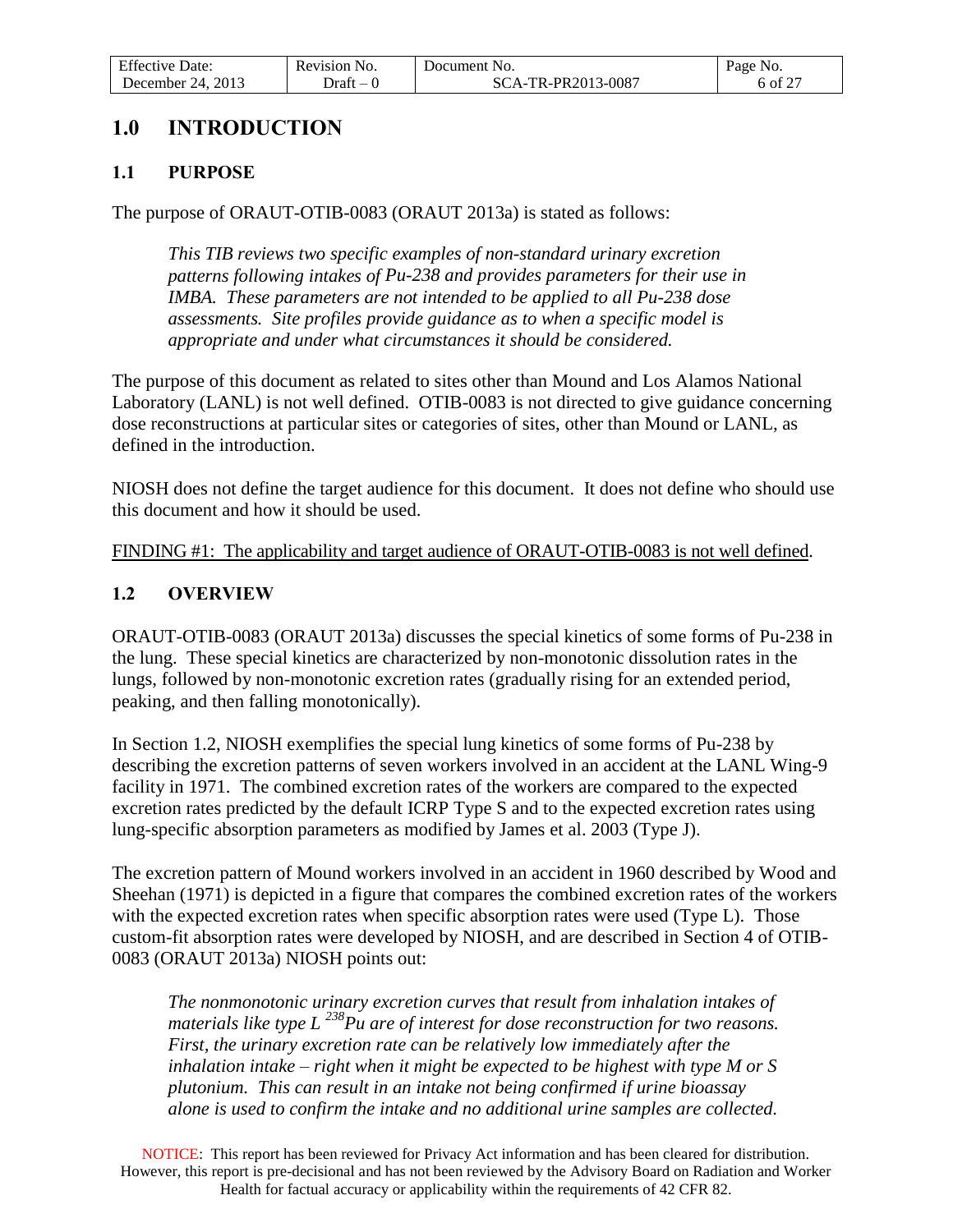# 1.0 INTRODUCTION

## 1.1 PURPOSE

The purpose of ORAUT-OTIB-0083 (ORAUT 2013a) is stated as follows:

> *This TIB reviews two specific examples of non-standard urinary excretion patterns following intakes of Pu-238 and provides parameters for their use in IMBA. These parameters are not intended to be applied to all Pu-238 dose assessments. Site profiles provide guidance as to when a specific model is appropriate and under what circumstances it should be considered.*

The purpose of this document as related to sites other than Mound and Los Alamos National Laboratory (LANL) is not well defined. OTIB-0083 is not directed to give guidance concerning dose reconstructions at particular sites or categories of sites, other than Mound or LANL, as defined in the introduction.

NIOSH does not define the target audience for this document. It does not define who should use this document and how it should be used.

<u>FINDING #1: The applicability and target audience of ORAUT-OTIB-0083 is not well defined</u>.

## 1.2 OVERVIEW

ORAUT-OTIB-0083 (ORAUT 2013a) discusses the special kinetics of some forms of Pu-238 in the lung. These special kinetics are characterized by non-monotonic dissolution rates in the lungs, followed by non-monotonic excretion rates (gradually rising for an extended period, peaking, and then falling monotonically).

In Section 1.2, NIOSH exemplifies the special lung kinetics of some forms of Pu-238 by describing the excretion patterns of seven workers involved in an accident at the LANL Wing-9 facility in 1971. The combined excretion rates of the workers are compared to the expected excretion rates predicted by the default ICRP Type S and to the expected excretion rates using lung-specific absorption parameters as modified by James et al. 2003 (Type J).

The excretion pattern of Mound workers involved in an accident in 1960 described by Wood and Sheehan (1971) is depicted in a figure that compares the combined excretion rates of the workers with the expected excretion rates when specific absorption rates were used (Type L). Those custom-fit absorption rates were developed by NIOSH, and are described in Section 4 of OTIB-0083 (ORAUT 2013a) NIOSH points out:

> *The nonmonotonic urinary excretion curves that result from inhalation intakes of materials like type L $^{238}$Pu are of interest for dose reconstruction for two reasons. First, the urinary excretion rate can be relatively low immediately after the inhalation intake – right when it might be expected to be highest with type M or S plutonium. This can result in an intake not being confirmed if urine bioassay alone is used to confirm the intake and no additional urine samples are collected.*

NOTICE: This report has been reviewed for Privacy Act information and has been cleared for distribution. However, this report is pre-decisional and has not been reviewed by the Advisory Board on Radiation and Worker Health for factual accuracy or applicability within the requirements of 42 CFR 82.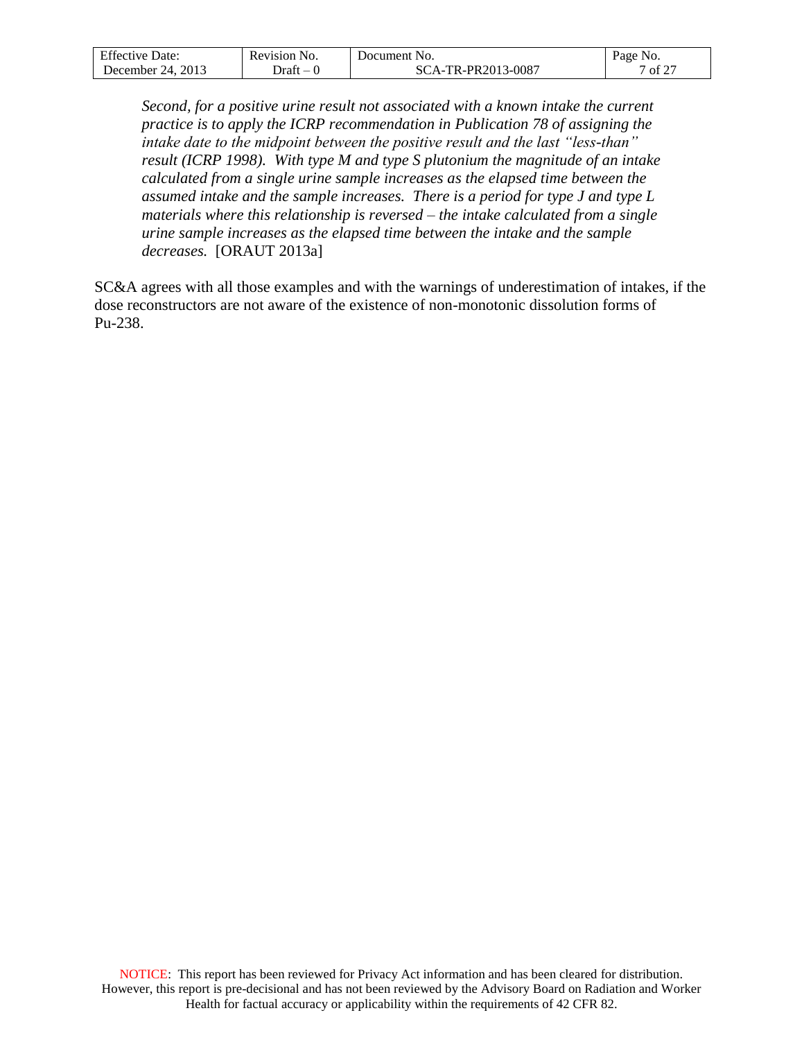*Second, for a positive urine result not associated with a known intake the current practice is to apply the ICRP recommendation in Publication 78 of assigning the intake date to the midpoint between the positive result and the last "less-than" result (ICRP 1998). With type M and type S plutonium the magnitude of an intake calculated from a single urine sample increases as the elapsed time between the assumed intake and the sample increases. There is a period for type J and type L materials where this relationship is reversed – the intake calculated from a single urine sample increases as the elapsed time between the intake and the sample decreases.* [ORAUT 2013a]

SC&A agrees with all those examples and with the warnings of underestimation of intakes, if the dose reconstructors are not aware of the existence of non-monotonic dissolution forms of Pu-238.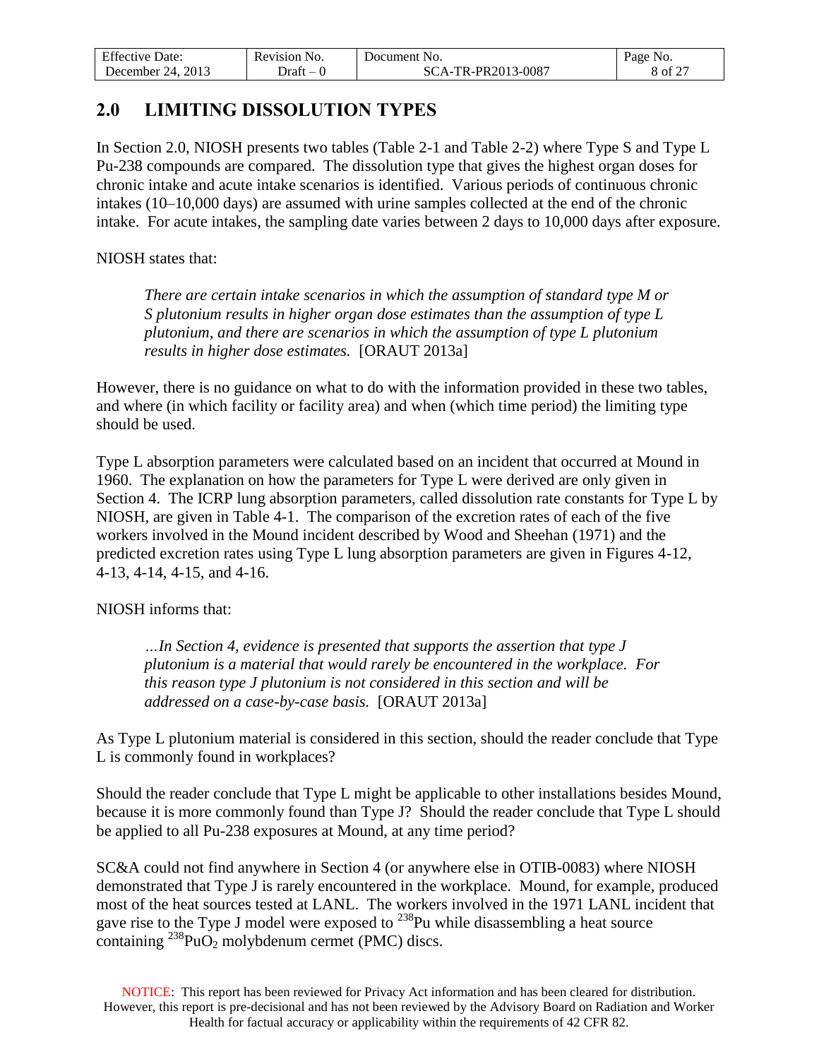## 2.0 LIMITING DISSOLUTION TYPES

In Section 2.0, NIOSH presents two tables (Table 2-1 and Table 2-2) where Type S and Type L Pu-238 compounds are compared. The dissolution type that gives the highest organ doses for chronic intake and acute intake scenarios is identified. Various periods of continuous chronic intakes (10–10,000 days) are assumed with urine samples collected at the end of the chronic intake. For acute intakes, the sampling date varies between 2 days to 10,000 days after exposure.

NIOSH states that:

> *There are certain intake scenarios in which the assumption of standard type M or S plutonium results in higher organ dose estimates than the assumption of type L plutonium, and there are scenarios in which the assumption of type L plutonium results in higher dose estimates.* [ORAUT 2013a]

However, there is no guidance on what to do with the information provided in these two tables, and where (in which facility or facility area) and when (which time period) the limiting type should be used.

Type L absorption parameters were calculated based on an incident that occurred at Mound in 1960. The explanation on how the parameters for Type L were derived are only given in Section 4. The ICRP lung absorption parameters, called dissolution rate constants for Type L by NIOSH, are given in Table 4-1. The comparison of the excretion rates of each of the five workers involved in the Mound incident described by Wood and Sheehan (1971) and the predicted excretion rates using Type L lung absorption parameters are given in Figures 4-12, 4-13, 4-14, 4-15, and 4-16.

NIOSH informs that:

> *…In Section 4, evidence is presented that supports the assertion that type J plutonium is a material that would rarely be encountered in the workplace. For this reason type J plutonium is not considered in this section and will be addressed on a case-by-case basis.* [ORAUT 2013a]

As Type L plutonium material is considered in this section, should the reader conclude that Type L is commonly found in workplaces?

Should the reader conclude that Type L might be applicable to other installations besides Mound, because it is more commonly found than Type J? Should the reader conclude that Type L should be applied to all Pu-238 exposures at Mound, at any time period?

SC&A could not find anywhere in Section 4 (or anywhere else in OTIB-0083) where NIOSH demonstrated that Type J is rarely encountered in the workplace. Mound, for example, produced most of the heat sources tested at LANL. The workers involved in the 1971 LANL incident that gave rise to the Type J model were exposed to $^{238}$Pu while disassembling a heat source containing $^{238}PuO_2$ molybdenum cermet (PMC) discs.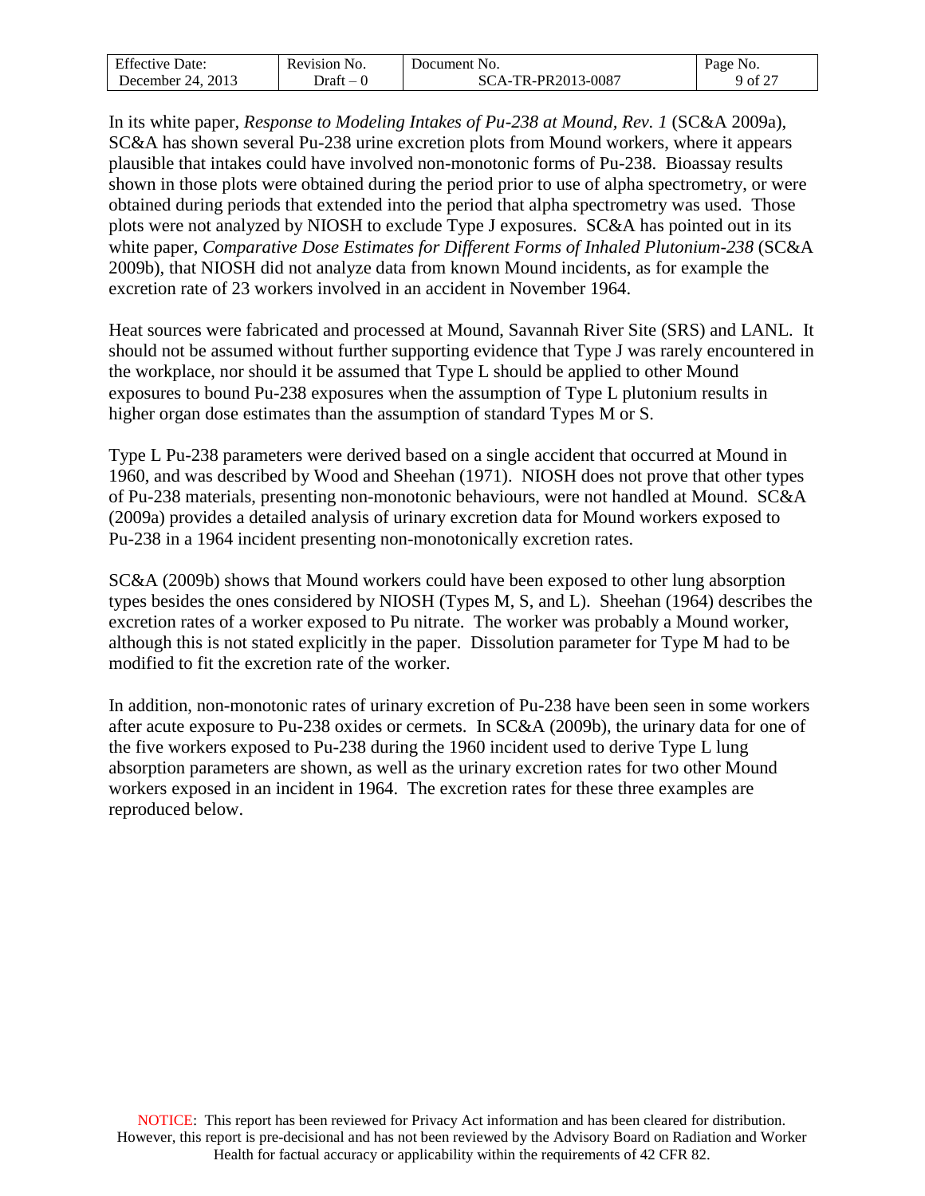In its white paper, *Response to Modeling Intakes of Pu-238 at Mound, Rev. 1* (SC&A 2009a), SC&A has shown several Pu-238 urine excretion plots from Mound workers, where it appears plausible that intakes could have involved non-monotonic forms of Pu-238. Bioassay results shown in those plots were obtained during the period prior to use of alpha spectrometry, or were obtained during periods that extended into the period that alpha spectrometry was used. Those plots were not analyzed by NIOSH to exclude Type J exposures. SC&A has pointed out in its white paper, *Comparative Dose Estimates for Different Forms of Inhaled Plutonium-238* (SC&A 2009b), that NIOSH did not analyze data from known Mound incidents, as for example the excretion rate of 23 workers involved in an accident in November 1964.

Heat sources were fabricated and processed at Mound, Savannah River Site (SRS) and LANL. It should not be assumed without further supporting evidence that Type J was rarely encountered in the workplace, nor should it be assumed that Type L should be applied to other Mound exposures to bound Pu-238 exposures when the assumption of Type L plutonium results in higher organ dose estimates than the assumption of standard Types M or S.

Type L Pu-238 parameters were derived based on a single accident that occurred at Mound in 1960, and was described by Wood and Sheehan (1971). NIOSH does not prove that other types of Pu-238 materials, presenting non-monotonic behaviours, were not handled at Mound. SC&A (2009a) provides a detailed analysis of urinary excretion data for Mound workers exposed to Pu-238 in a 1964 incident presenting non-monotonically excretion rates.

SC&A (2009b) shows that Mound workers could have been exposed to other lung absorption types besides the ones considered by NIOSH (Types M, S, and L). Sheehan (1964) describes the excretion rates of a worker exposed to Pu nitrate. The worker was probably a Mound worker, although this is not stated explicitly in the paper. Dissolution parameter for Type M had to be modified to fit the excretion rate of the worker.

In addition, non-monotonic rates of urinary excretion of Pu-238 have been seen in some workers after acute exposure to Pu-238 oxides or cermets. In SC&A (2009b), the urinary data for one of the five workers exposed to Pu-238 during the 1960 incident used to derive Type L lung absorption parameters are shown, as well as the urinary excretion rates for two other Mound workers exposed in an incident in 1964. The excretion rates for these three examples are reproduced below.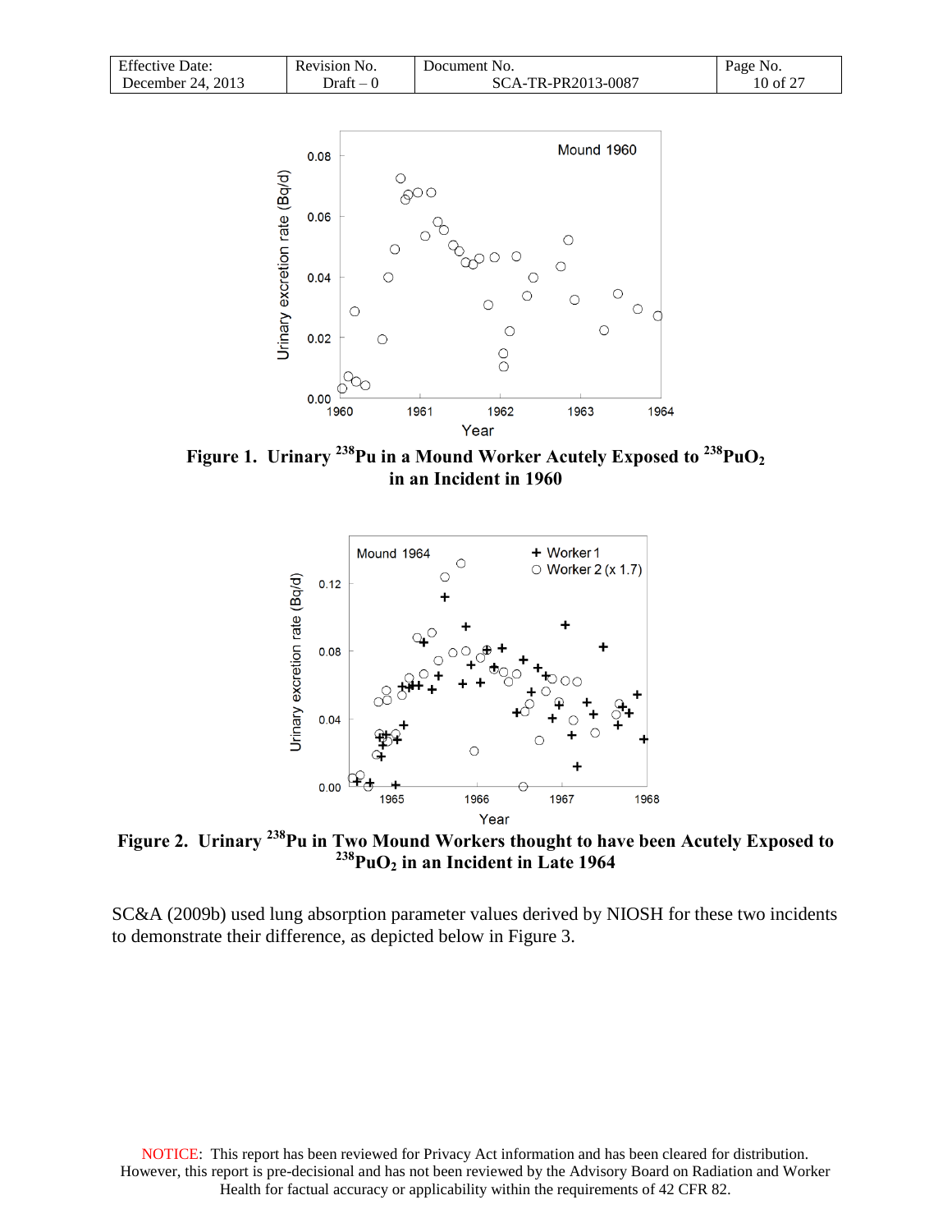**Figure 1. Urinary $^{238}$Pu in a Mound Worker Acutely Exposed to $^{238}PuO_2$ in an Incident in 1960**

**Figure 2. Urinary $^{238}$Pu in Two Mound Workers thought to have been Acutely Exposed to $^{238}PuO_2$ in an Incident in Late 1964**

SC&A (2009b) used lung absorption parameter values derived by NIOSH for these two incidents to demonstrate their difference, as depicted below in Figure 3.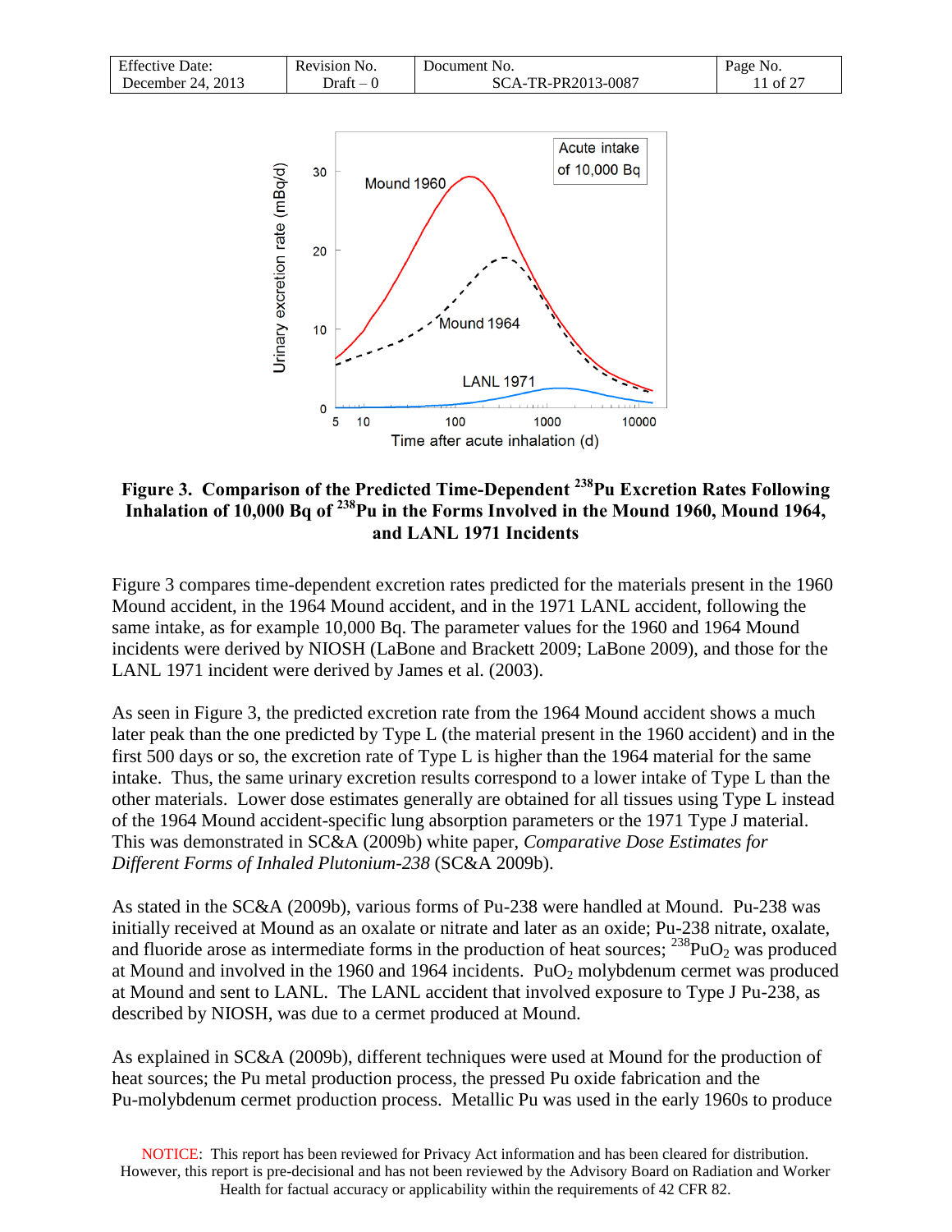**Figure 3. Comparison of the Predicted Time-Dependent $^{238}$Pu Excretion Rates Following Inhalation of 10,000 Bq of $^{238}$Pu in the Forms Involved in the Mound 1960, Mound 1964, and LANL 1971 Incidents**

Figure 3 compares time-dependent excretion rates predicted for the materials present in the 1960 Mound accident, in the 1964 Mound accident, and in the 1971 LANL accident, following the same intake, as for example 10,000 Bq. The parameter values for the 1960 and 1964 Mound incidents were derived by NIOSH (LaBone and Brackett 2009; LaBone 2009), and those for the LANL 1971 incident were derived by James et al. (2003).

As seen in Figure 3, the predicted excretion rate from the 1964 Mound accident shows a much later peak than the one predicted by Type L (the material present in the 1960 accident) and in the first 500 days or so, the excretion rate of Type L is higher than the 1964 material for the same intake. Thus, the same urinary excretion results correspond to a lower intake of Type L than the other materials. Lower dose estimates generally are obtained for all tissues using Type L instead of the 1964 Mound accident-specific lung absorption parameters or the 1971 Type J material. This was demonstrated in SC&A (2009b) white paper, *Comparative Dose Estimates for Different Forms of Inhaled Plutonium-238* (SC&A 2009b).

As stated in the SC&A (2009b), various forms of Pu-238 were handled at Mound. Pu-238 was initially received at Mound as an oxalate or nitrate and later as an oxide; Pu-238 nitrate, oxalate, and fluoride arose as intermediate forms in the production of heat sources; $^{238}PuO_2$ was produced at Mound and involved in the 1960 and 1964 incidents. $PuO_2$ molybdenum cermet was produced at Mound and sent to LANL. The LANL accident that involved exposure to Type J Pu-238, as described by NIOSH, was due to a cermet produced at Mound.

As explained in SC&A (2009b), different techniques were used at Mound for the production of heat sources; the Pu metal production process, the pressed Pu oxide fabrication and the Pu-molybdenum cermet production process. Metallic Pu was used in the early 1960s to produce

NOTICE: This report has been reviewed for Privacy Act information and has been cleared for distribution. However, this report is pre-decisional and has not been reviewed by the Advisory Board on Radiation and Worker Health for factual accuracy or applicability within the requirements of 42 CFR 82.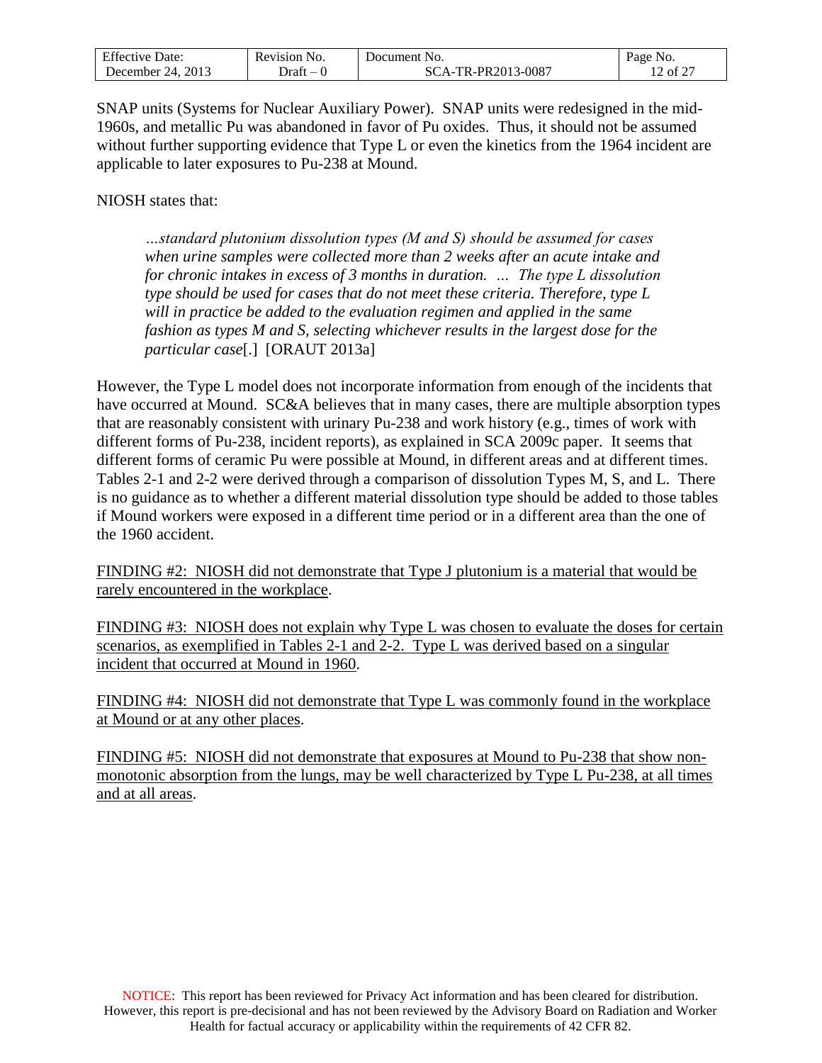SNAP units (Systems for Nuclear Auxiliary Power). SNAP units were redesigned in the mid-1960s, and metallic Pu was abandoned in favor of Pu oxides. Thus, it should not be assumed without further supporting evidence that Type L or even the kinetics from the 1964 incident are applicable to later exposures to Pu-238 at Mound.

NIOSH states that:

> *…standard plutonium dissolution types (M and S) should be assumed for cases when urine samples were collected more than 2 weeks after an acute intake and for chronic intakes in excess of 3 months in duration. … The type L dissolution type should be used for cases that do not meet these criteria. Therefore, type L will in practice be added to the evaluation regimen and applied in the same fashion as types M and S, selecting whichever results in the largest dose for the particular case*[.] [ORAUT 2013a]

However, the Type L model does not incorporate information from enough of the incidents that have occurred at Mound. SC&A believes that in many cases, there are multiple absorption types that are reasonably consistent with urinary Pu-238 and work history (e.g., times of work with different forms of Pu-238, incident reports), as explained in SCA 2009c paper. It seems that different forms of ceramic Pu were possible at Mound, in different areas and at different times. Tables 2-1 and 2-2 were derived through a comparison of dissolution Types M, S, and L. There is no guidance as to whether a different material dissolution type should be added to those tables if Mound workers were exposed in a different time period or in a different area than the one of the 1960 accident.

<u>FINDING #2: NIOSH did not demonstrate that Type J plutonium is a material that would be rarely encountered in the workplace</u>.

<u>FINDING #3: NIOSH does not explain why Type L was chosen to evaluate the doses for certain scenarios, as exemplified in Tables 2-1 and 2-2. Type L was derived based on a singular incident that occurred at Mound in 1960</u>.

<u>FINDING #4: NIOSH did not demonstrate that Type L was commonly found in the workplace at Mound or at any other places</u>.

<u>FINDING #5: NIOSH did not demonstrate that exposures at Mound to Pu-238 that show non-monotonic absorption from the lungs, may be well characterized by Type L Pu-238, at all times and at all areas</u>.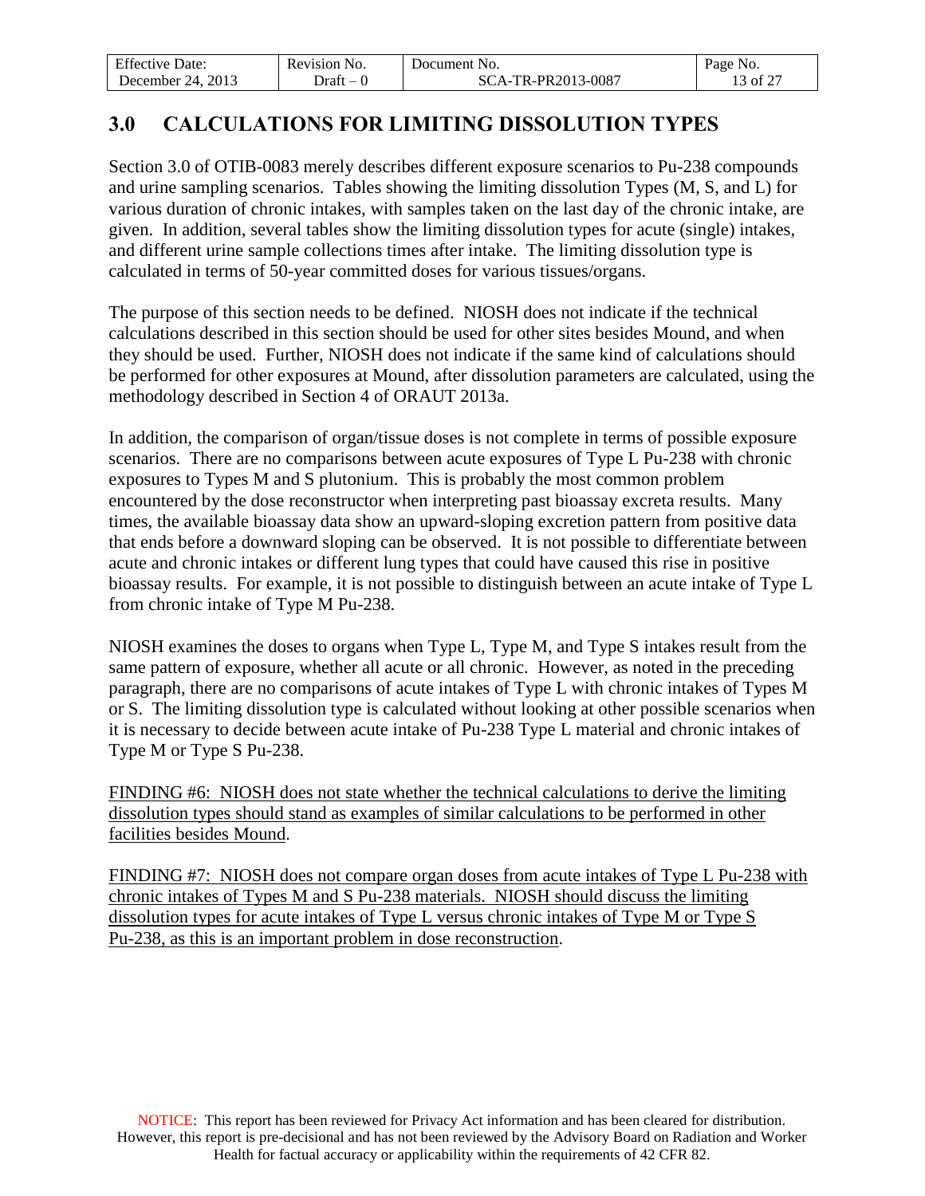# 3.0 CALCULATIONS FOR LIMITING DISSOLUTION TYPES

Section 3.0 of OTIB-0083 merely describes different exposure scenarios to Pu-238 compounds and urine sampling scenarios. Tables showing the limiting dissolution Types (M, S, and L) for various duration of chronic intakes, with samples taken on the last day of the chronic intake, are given. In addition, several tables show the limiting dissolution types for acute (single) intakes, and different urine sample collections times after intake. The limiting dissolution type is calculated in terms of 50-year committed doses for various tissues/organs.

The purpose of this section needs to be defined. NIOSH does not indicate if the technical calculations described in this section should be used for other sites besides Mound, and when they should be used. Further, NIOSH does not indicate if the same kind of calculations should be performed for other exposures at Mound, after dissolution parameters are calculated, using the methodology described in Section 4 of ORAUT 2013a.

In addition, the comparison of organ/tissue doses is not complete in terms of possible exposure scenarios. There are no comparisons between acute exposures of Type L Pu-238 with chronic exposures to Types M and S plutonium. This is probably the most common problem encountered by the dose reconstructor when interpreting past bioassay excreta results. Many times, the available bioassay data show an upward-sloping excretion pattern from positive data that ends before a downward sloping can be observed. It is not possible to differentiate between acute and chronic intakes or different lung types that could have caused this rise in positive bioassay results. For example, it is not possible to distinguish between an acute intake of Type L from chronic intake of Type M Pu-238.

NIOSH examines the doses to organs when Type L, Type M, and Type S intakes result from the same pattern of exposure, whether all acute or all chronic. However, as noted in the preceding paragraph, there are no comparisons of acute intakes of Type L with chronic intakes of Types M or S. The limiting dissolution type is calculated without looking at other possible scenarios when it is necessary to decide between acute intake of Pu-238 Type L material and chronic intakes of Type M or Type S Pu-238.

FINDING #6: NIOSH does not state whether the technical calculations to derive the limiting dissolution types should stand as examples of similar calculations to be performed in other facilities besides Mound.

FINDING #7: NIOSH does not compare organ doses from acute intakes of Type L Pu-238 with chronic intakes of Types M and S Pu-238 materials. NIOSH should discuss the limiting dissolution types for acute intakes of Type L versus chronic intakes of Type M or Type S Pu-238, as this is an important problem in dose reconstruction.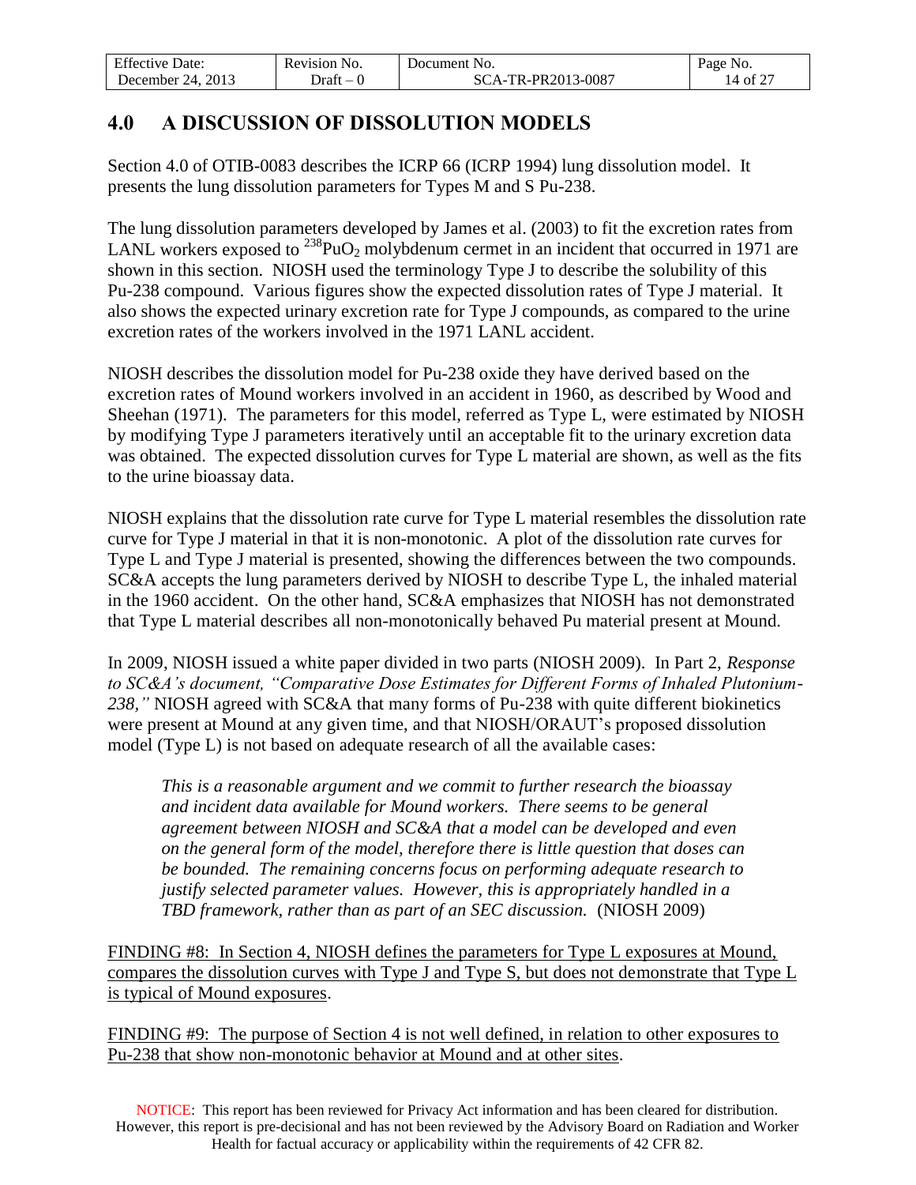## 4.0 A DISCUSSION OF DISSOLUTION MODELS

Section 4.0 of OTIB-0083 describes the ICRP 66 (ICRP 1994) lung dissolution model. It presents the lung dissolution parameters for Types M and S Pu-238.

The lung dissolution parameters developed by James et al. (2003) to fit the excretion rates from LANL workers exposed to $^{238}PuO_2$ molybdenum cermet in an incident that occurred in 1971 are shown in this section. NIOSH used the terminology Type J to describe the solubility of this Pu-238 compound. Various figures show the expected dissolution rates of Type J material. It also shows the expected urinary excretion rate for Type J compounds, as compared to the urine excretion rates of the workers involved in the 1971 LANL accident.

NIOSH describes the dissolution model for Pu-238 oxide they have derived based on the excretion rates of Mound workers involved in an accident in 1960, as described by Wood and Sheehan (1971). The parameters for this model, referred as Type L, were estimated by NIOSH by modifying Type J parameters iteratively until an acceptable fit to the urinary excretion data was obtained. The expected dissolution curves for Type L material are shown, as well as the fits to the urine bioassay data.

NIOSH explains that the dissolution rate curve for Type L material resembles the dissolution rate curve for Type J material in that it is non-monotonic. A plot of the dissolution rate curves for Type L and Type J material is presented, showing the differences between the two compounds. SC&A accepts the lung parameters derived by NIOSH to describe Type L, the inhaled material in the 1960 accident. On the other hand, SC&A emphasizes that NIOSH has not demonstrated that Type L material describes all non-monotonically behaved Pu material present at Mound.

In 2009, NIOSH issued a white paper divided in two parts (NIOSH 2009). In Part 2, *Response to SC&A's document, "Comparative Dose Estimates for Different Forms of Inhaled Plutonium-238,"* NIOSH agreed with SC&A that many forms of Pu-238 with quite different biokinetics were present at Mound at any given time, and that NIOSH/ORAUT's proposed dissolution model (Type L) is not based on adequate research of all the available cases:

> *This is a reasonable argument and we commit to further research the bioassay and incident data available for Mound workers. There seems to be general agreement between NIOSH and SC&A that a model can be developed and even on the general form of the model, therefore there is little question that doses can be bounded. The remaining concerns focus on performing adequate research to justify selected parameter values. However, this is appropriately handled in a TBD framework, rather than as part of an SEC discussion.* (NIOSH 2009)

<u>FINDING #8: In Section 4, NIOSH defines the parameters for Type L exposures at Mound, compares the dissolution curves with Type J and Type S, but does not demonstrate that Type L is typical of Mound exposures</u>.

<u>FINDING #9: The purpose of Section 4 is not well defined, in relation to other exposures to Pu-238 that show non-monotonic behavior at Mound and at other sites</u>.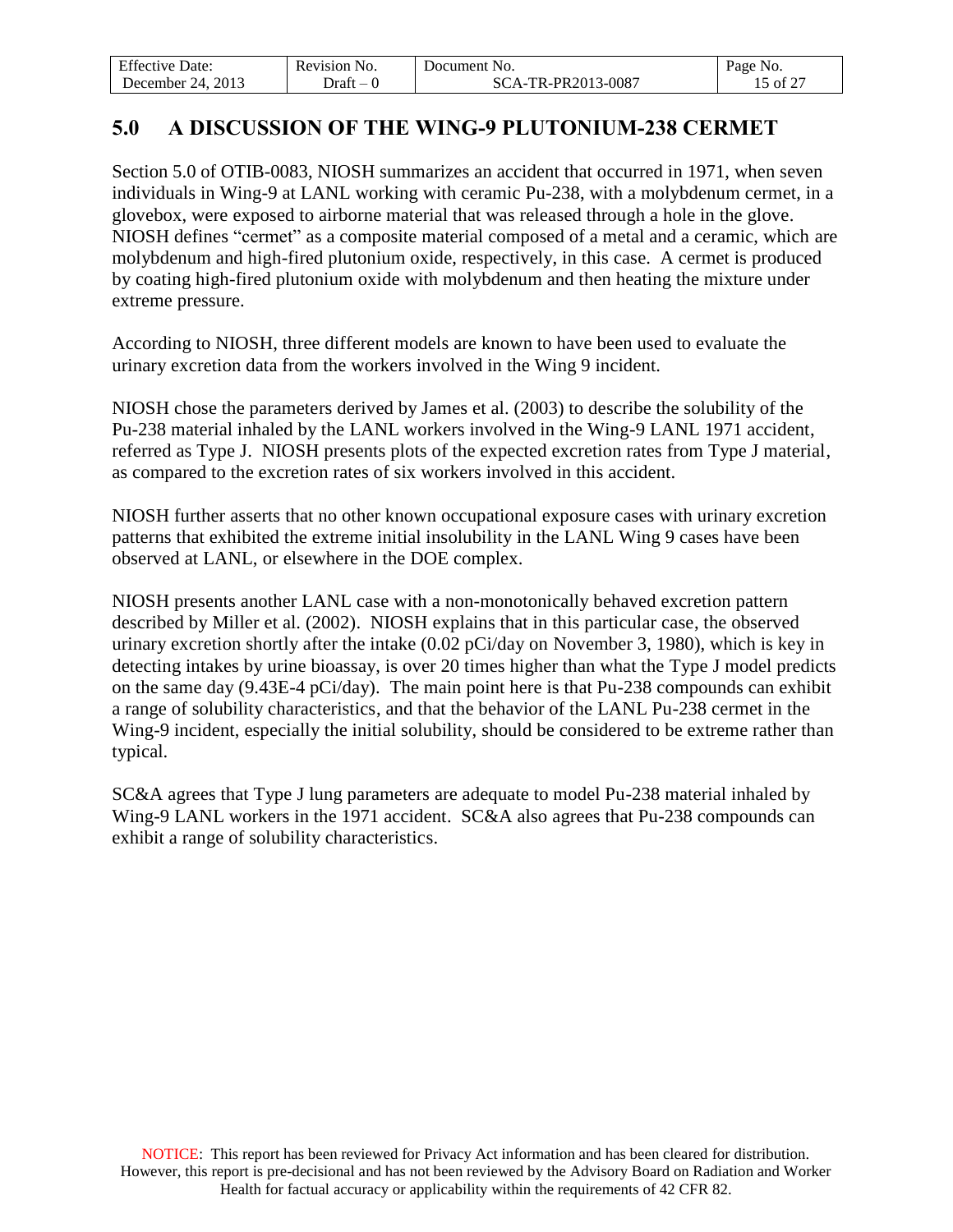## 5.0 A DISCUSSION OF THE WING-9 PLUTONIUM-238 CERMET

Section 5.0 of OTIB-0083, NIOSH summarizes an accident that occurred in 1971, when seven individuals in Wing-9 at LANL working with ceramic Pu-238, with a molybdenum cermet, in a glovebox, were exposed to airborne material that was released through a hole in the glove. NIOSH defines "cermet" as a composite material composed of a metal and a ceramic, which are molybdenum and high-fired plutonium oxide, respectively, in this case. A cermet is produced by coating high-fired plutonium oxide with molybdenum and then heating the mixture under extreme pressure.

According to NIOSH, three different models are known to have been used to evaluate the urinary excretion data from the workers involved in the Wing 9 incident.

NIOSH chose the parameters derived by James et al. (2003) to describe the solubility of the Pu-238 material inhaled by the LANL workers involved in the Wing-9 LANL 1971 accident, referred as Type J. NIOSH presents plots of the expected excretion rates from Type J material, as compared to the excretion rates of six workers involved in this accident.

NIOSH further asserts that no other known occupational exposure cases with urinary excretion patterns that exhibited the extreme initial insolubility in the LANL Wing 9 cases have been observed at LANL, or elsewhere in the DOE complex.

NIOSH presents another LANL case with a non-monotonically behaved excretion pattern described by Miller et al. (2002). NIOSH explains that in this particular case, the observed urinary excretion shortly after the intake (0.02 pCi/day on November 3, 1980), which is key in detecting intakes by urine bioassay, is over 20 times higher than what the Type J model predicts on the same day (9.43E-4 pCi/day). The main point here is that Pu-238 compounds can exhibit a range of solubility characteristics, and that the behavior of the LANL Pu-238 cermet in the Wing-9 incident, especially the initial solubility, should be considered to be extreme rather than typical.

SC&A agrees that Type J lung parameters are adequate to model Pu-238 material inhaled by Wing-9 LANL workers in the 1971 accident. SC&A also agrees that Pu-238 compounds can exhibit a range of solubility characteristics.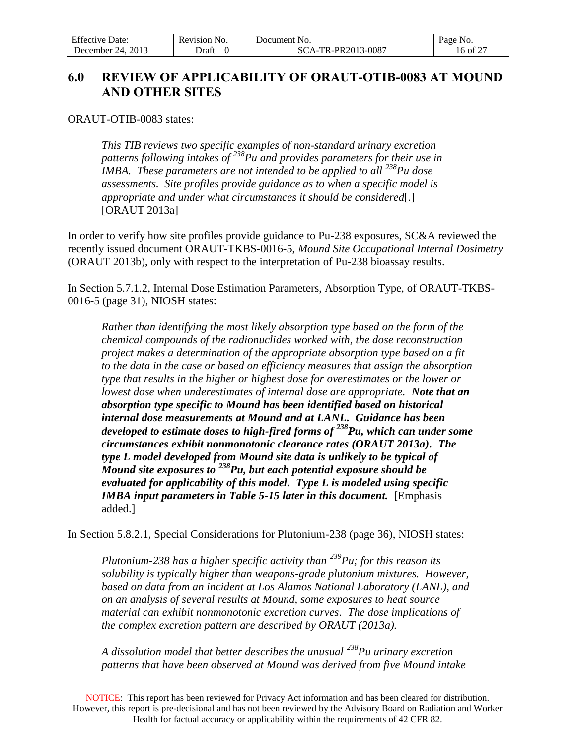## 6.0 REVIEW OF APPLICABILITY OF ORAUT-OTIB-0083 AT MOUND AND OTHER SITES

ORAUT-OTIB-0083 states:

> *This TIB reviews two specific examples of non-standard urinary excretion patterns following intakes of $^{238}$Pu and provides parameters for their use in IMBA. These parameters are not intended to be applied to all $^{238}$Pu dose assessments. Site profiles provide guidance as to when a specific model is appropriate and under what circumstances it should be considered*[.] [ORAUT 2013a]

In order to verify how site profiles provide guidance to Pu-238 exposures, SC&A reviewed the recently issued document ORAUT-TKBS-0016-5, *Mound Site Occupational Internal Dosimetry* (ORAUT 2013b), only with respect to the interpretation of Pu-238 bioassay results.

In Section 5.7.1.2, Internal Dose Estimation Parameters, Absorption Type, of ORAUT-TKBS-0016-5 (page 31), NIOSH states:

> *Rather than identifying the most likely absorption type based on the form of the chemical compounds of the radionuclides worked with, the dose reconstruction project makes a determination of the appropriate absorption type based on a fit to the data in the case or based on efficiency measures that assign the absorption type that results in the higher or highest dose for overestimates or the lower or lowest dose when underestimates of internal dose are appropriate.* ***Note that an absorption type specific to Mound has been identified based on historical internal dose measurements at Mound and at LANL. Guidance has been developed to estimate doses to high-fired forms of $^{238}$Pu, which can under some circumstances exhibit nonmonotonic clearance rates (ORAUT 2013a). The type L model developed from Mound site data is unlikely to be typical of Mound site exposures to $^{238}$Pu, but each potential exposure should be evaluated for applicability of this model. Type L is modeled using specific IMBA input parameters in Table 5-15 later in this document.*** [Emphasis added.]

In Section 5.8.2.1, Special Considerations for Plutonium-238 (page 36), NIOSH states:

> *Plutonium-238 has a higher specific activity than $^{239}$Pu; for this reason its solubility is typically higher than weapons-grade plutonium mixtures. However, based on data from an incident at Los Alamos National Laboratory (LANL), and on an analysis of several results at Mound, some exposures to heat source material can exhibit nonmonotonic excretion curves. The dose implications of the complex excretion pattern are described by ORAUT (2013a).*
>
> *A dissolution model that better describes the unusual $^{238}$Pu urinary excretion patterns that have been observed at Mound was derived from five Mound intake*

NOTICE: This report has been reviewed for Privacy Act information and has been cleared for distribution. However, this report is pre-decisional and has not been reviewed by the Advisory Board on Radiation and Worker Health for factual accuracy or applicability within the requirements of 42 CFR 82.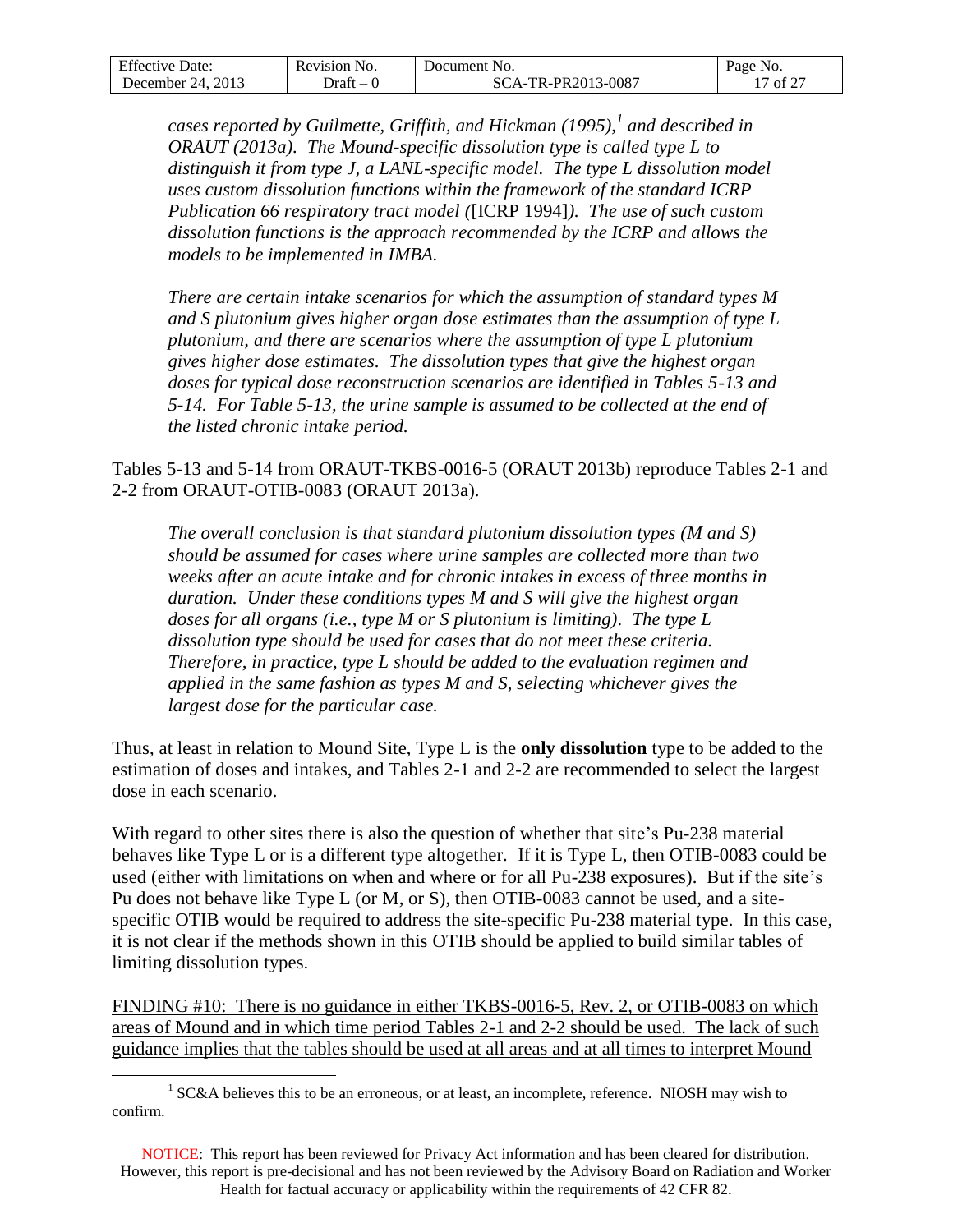*cases reported by Guilmette, Griffith, and Hickman (1995),[1] and described in ORAUT (2013a). The Mound-specific dissolution type is called type L to distinguish it from type J, a LANL-specific model. The type L dissolution model uses custom dissolution functions within the framework of the standard ICRP Publication 66 respiratory tract model (*[ICRP 1994]*). The use of such custom dissolution functions is the approach recommended by the ICRP and allows the models to be implemented in IMBA.*

*There are certain intake scenarios for which the assumption of standard types M and S plutonium gives higher organ dose estimates than the assumption of type L plutonium, and there are scenarios where the assumption of type L plutonium gives higher dose estimates. The dissolution types that give the highest organ doses for typical dose reconstruction scenarios are identified in Tables 5-13 and 5-14. For Table 5-13, the urine sample is assumed to be collected at the end of the listed chronic intake period.*

Tables 5-13 and 5-14 from ORAUT-TKBS-0016-5 (ORAUT 2013b) reproduce Tables 2-1 and 2-2 from ORAUT-OTIB-0083 (ORAUT 2013a).

*The overall conclusion is that standard plutonium dissolution types (M and S) should be assumed for cases where urine samples are collected more than two weeks after an acute intake and for chronic intakes in excess of three months in duration. Under these conditions types M and S will give the highest organ doses for all organs (i.e., type M or S plutonium is limiting). The type L dissolution type should be used for cases that do not meet these criteria. Therefore, in practice, type L should be added to the evaluation regimen and applied in the same fashion as types M and S, selecting whichever gives the largest dose for the particular case.*

Thus, at least in relation to Mound Site, Type L is the **only dissolution** type to be added to the estimation of doses and intakes, and Tables 2-1 and 2-2 are recommended to select the largest dose in each scenario.

With regard to other sites there is also the question of whether that site's Pu-238 material behaves like Type L or is a different type altogether. If it is Type L, then OTIB-0083 could be used (either with limitations on when and where or for all Pu-238 exposures). But if the site's Pu does not behave like Type L (or M, or S), then OTIB-0083 cannot be used, and a site-specific OTIB would be required to address the site-specific Pu-238 material type. In this case, it is not clear if the methods shown in this OTIB should be applied to build similar tables of limiting dissolution types.

<u>FINDING #10: There is no guidance in either TKBS-0016-5, Rev. 2, or OTIB-0083 on which areas of Mound and in which time period Tables 2-1 and 2-2 should be used. The lack of such guidance implies that the tables should be used at all areas and at all times to interpret Mound</u>

[1] SC&A believes this to be an erroneous, or at least, an incomplete, reference. NIOSH may wish to confirm.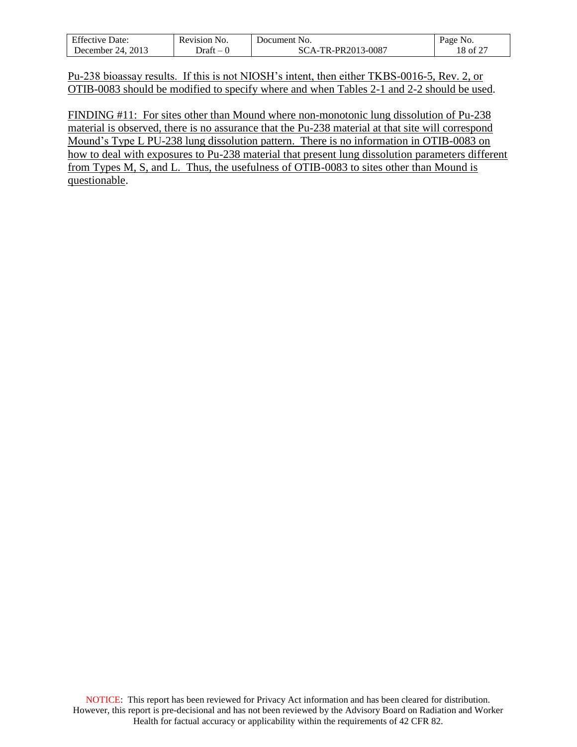Pu-238 bioassay results. If this is not NIOSH's intent, then either TKBS-0016-5, Rev. 2, or OTIB-0083 should be modified to specify where and when Tables 2-1 and 2-2 should be used.

FINDING #11: For sites other than Mound where non-monotonic lung dissolution of Pu-238 material is observed, there is no assurance that the Pu-238 material at that site will correspond Mound's Type L PU-238 lung dissolution pattern. There is no information in OTIB-0083 on how to deal with exposures to Pu-238 material that present lung dissolution parameters different from Types M, S, and L. Thus, the usefulness of OTIB-0083 to sites other than Mound is questionable.

NOTICE: This report has been reviewed for Privacy Act information and has been cleared for distribution. However, this report is pre-decisional and has not been reviewed by the Advisory Board on Radiation and Worker Health for factual accuracy or applicability within the requirements of 42 CFR 82.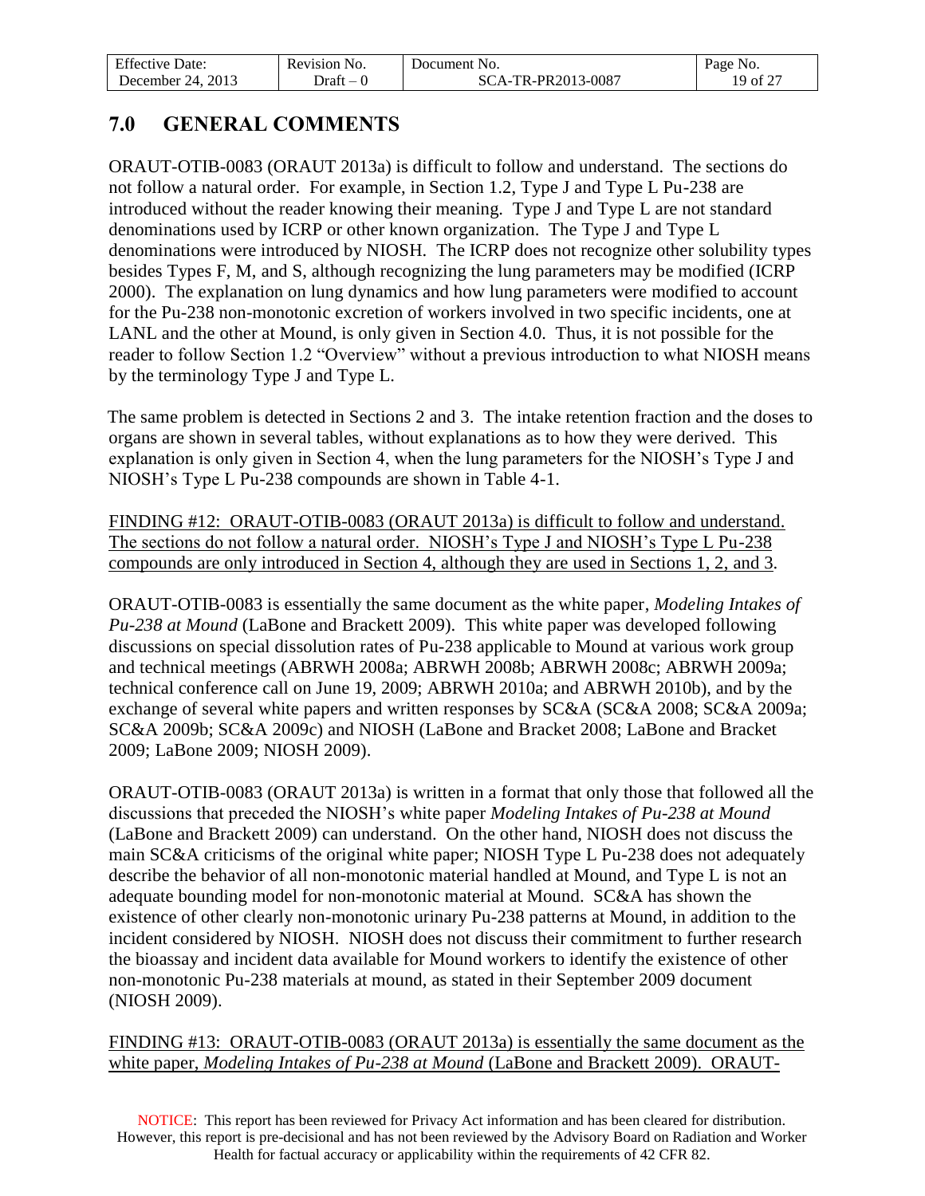## 7.0 GENERAL COMMENTS

ORAUT-OTIB-0083 (ORAUT 2013a) is difficult to follow and understand. The sections do not follow a natural order. For example, in Section 1.2, Type J and Type L Pu-238 are introduced without the reader knowing their meaning. Type J and Type L are not standard denominations used by ICRP or other known organization. The Type J and Type L denominations were introduced by NIOSH. The ICRP does not recognize other solubility types besides Types F, M, and S, although recognizing the lung parameters may be modified (ICRP 2000). The explanation on lung dynamics and how lung parameters were modified to account for the Pu-238 non-monotonic excretion of workers involved in two specific incidents, one at LANL and the other at Mound, is only given in Section 4.0. Thus, it is not possible for the reader to follow Section 1.2 "Overview" without a previous introduction to what NIOSH means by the terminology Type J and Type L.

The same problem is detected in Sections 2 and 3. The intake retention fraction and the doses to organs are shown in several tables, without explanations as to how they were derived. This explanation is only given in Section 4, when the lung parameters for the NIOSH's Type J and NIOSH's Type L Pu-238 compounds are shown in Table 4-1.

<u>FINDING #12: ORAUT-OTIB-0083 (ORAUT 2013a) is difficult to follow and understand. The sections do not follow a natural order. NIOSH's Type J and NIOSH's Type L Pu-238 compounds are only introduced in Section 4, although they are used in Sections 1, 2, and 3</u>.

ORAUT-OTIB-0083 is essentially the same document as the white paper, *Modeling Intakes of Pu-238 at Mound* (LaBone and Brackett 2009). This white paper was developed following discussions on special dissolution rates of Pu-238 applicable to Mound at various work group and technical meetings (ABRWH 2008a; ABRWH 2008b; ABRWH 2008c; ABRWH 2009a; technical conference call on June 19, 2009; ABRWH 2010a; and ABRWH 2010b), and by the exchange of several white papers and written responses by SC&A (SC&A 2008; SC&A 2009a; SC&A 2009b; SC&A 2009c) and NIOSH (LaBone and Bracket 2008; LaBone and Bracket 2009; LaBone 2009; NIOSH 2009).

ORAUT-OTIB-0083 (ORAUT 2013a) is written in a format that only those that followed all the discussions that preceded the NIOSH's white paper *Modeling Intakes of Pu-238 at Mound* (LaBone and Brackett 2009) can understand. On the other hand, NIOSH does not discuss the main SC&A criticisms of the original white paper; NIOSH Type L Pu-238 does not adequately describe the behavior of all non-monotonic material handled at Mound, and Type L is not an adequate bounding model for non-monotonic material at Mound. SC&A has shown the existence of other clearly non-monotonic urinary Pu-238 patterns at Mound, in addition to the incident considered by NIOSH. NIOSH does not discuss their commitment to further research the bioassay and incident data available for Mound workers to identify the existence of other non-monotonic Pu-238 materials at mound, as stated in their September 2009 document (NIOSH 2009).

<u>FINDING #13: ORAUT-OTIB-0083 (ORAUT 2013a) is essentially the same document as the white paper, *Modeling Intakes of Pu-238 at Mound* (LaBone and Brackett 2009). ORAUT-</u>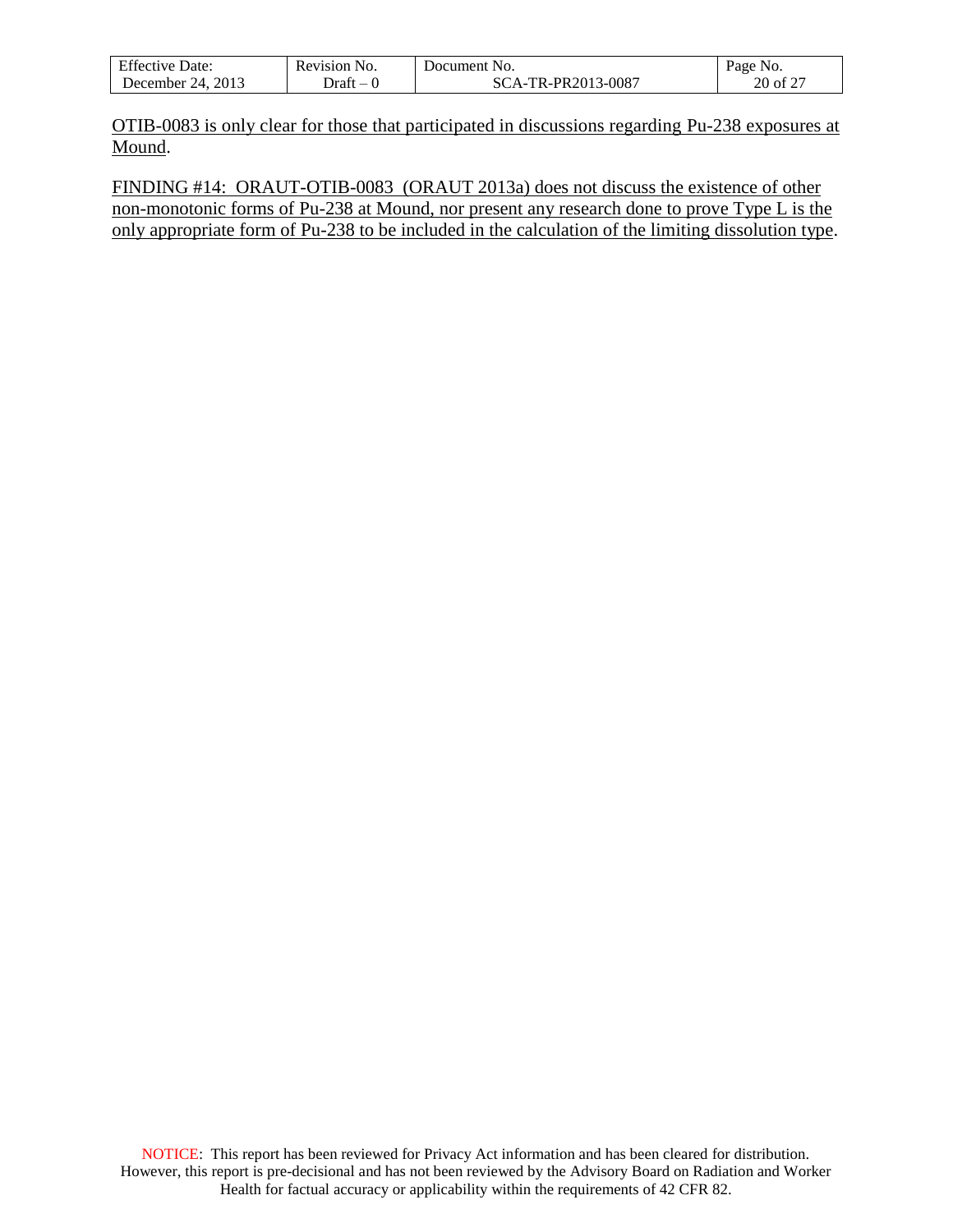<u>OTIB-0083 is only clear for those that participated in discussions regarding Pu-238 exposures at Mound</u>.

<u>FINDING #14: ORAUT-OTIB-0083 (ORAUT 2013a) does not discuss the existence of other non-monotonic forms of Pu-238 at Mound, nor present any research done to prove Type L is the only appropriate form of Pu-238 to be included in the calculation of the limiting dissolution type</u>.

NOTICE: This report has been reviewed for Privacy Act information and has been cleared for distribution. However, this report is pre-decisional and has not been reviewed by the Advisory Board on Radiation and Worker Health for factual accuracy or applicability within the requirements of 42 CFR 82.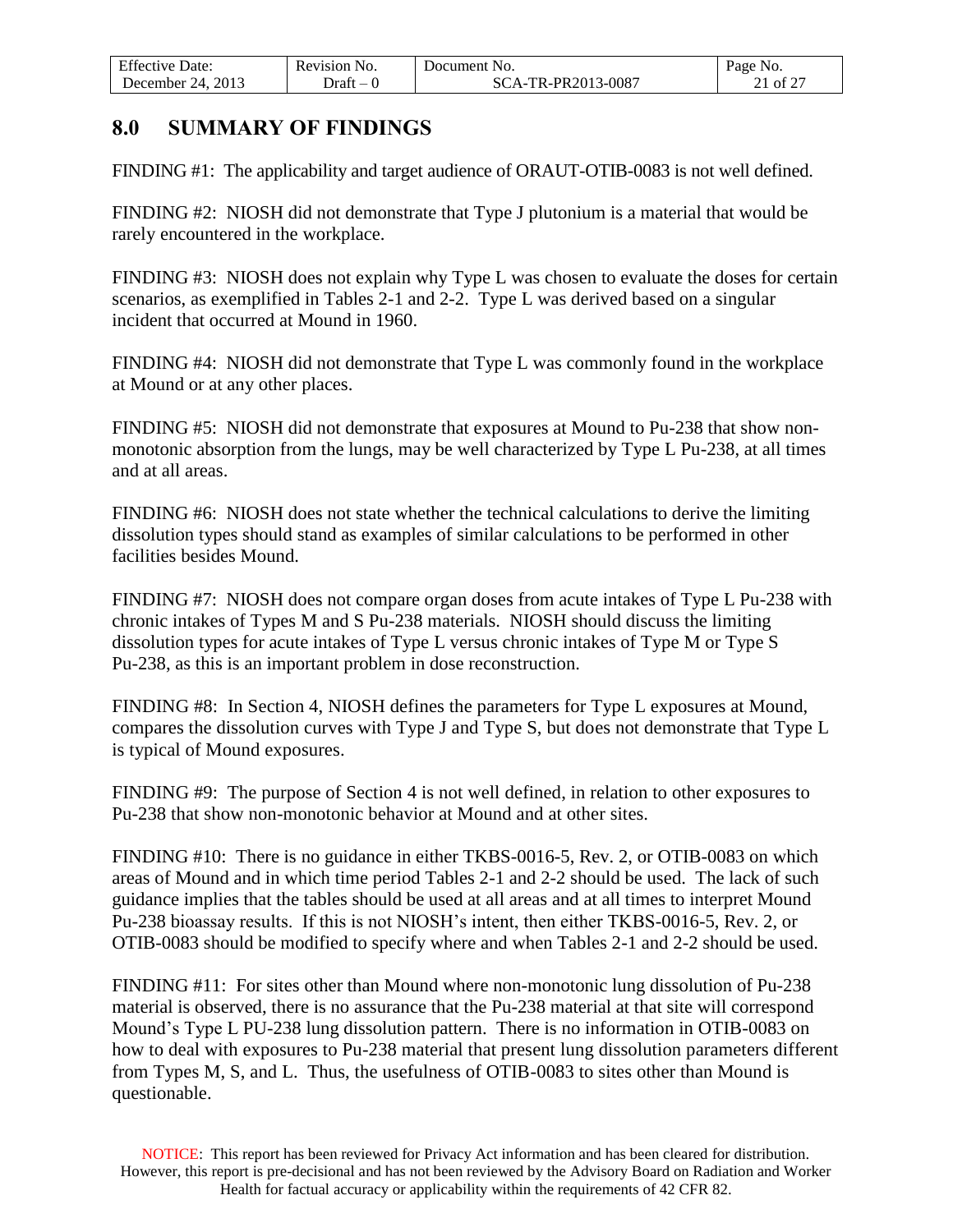## 8.0 SUMMARY OF FINDINGS

FINDING #1: The applicability and target audience of ORAUT-OTIB-0083 is not well defined.

FINDING #2: NIOSH did not demonstrate that Type J plutonium is a material that would be rarely encountered in the workplace.

FINDING #3: NIOSH does not explain why Type L was chosen to evaluate the doses for certain scenarios, as exemplified in Tables 2-1 and 2-2. Type L was derived based on a singular incident that occurred at Mound in 1960.

FINDING #4: NIOSH did not demonstrate that Type L was commonly found in the workplace at Mound or at any other places.

FINDING #5: NIOSH did not demonstrate that exposures at Mound to Pu-238 that show non-monotonic absorption from the lungs, may be well characterized by Type L Pu-238, at all times and at all areas.

FINDING #6: NIOSH does not state whether the technical calculations to derive the limiting dissolution types should stand as examples of similar calculations to be performed in other facilities besides Mound.

FINDING #7: NIOSH does not compare organ doses from acute intakes of Type L Pu-238 with chronic intakes of Types M and S Pu-238 materials. NIOSH should discuss the limiting dissolution types for acute intakes of Type L versus chronic intakes of Type M or Type S Pu-238, as this is an important problem in dose reconstruction.

FINDING #8: In Section 4, NIOSH defines the parameters for Type L exposures at Mound, compares the dissolution curves with Type J and Type S, but does not demonstrate that Type L is typical of Mound exposures.

FINDING #9: The purpose of Section 4 is not well defined, in relation to other exposures to Pu-238 that show non-monotonic behavior at Mound and at other sites.

FINDING #10: There is no guidance in either TKBS-0016-5, Rev. 2, or OTIB-0083 on which areas of Mound and in which time period Tables 2-1 and 2-2 should be used. The lack of such guidance implies that the tables should be used at all areas and at all times to interpret Mound Pu-238 bioassay results. If this is not NIOSH's intent, then either TKBS-0016-5, Rev. 2, or OTIB-0083 should be modified to specify where and when Tables 2-1 and 2-2 should be used.

FINDING #11: For sites other than Mound where non-monotonic lung dissolution of Pu-238 material is observed, there is no assurance that the Pu-238 material at that site will correspond Mound's Type L PU-238 lung dissolution pattern. There is no information in OTIB-0083 on how to deal with exposures to Pu-238 material that present lung dissolution parameters different from Types M, S, and L. Thus, the usefulness of OTIB-0083 to sites other than Mound is questionable.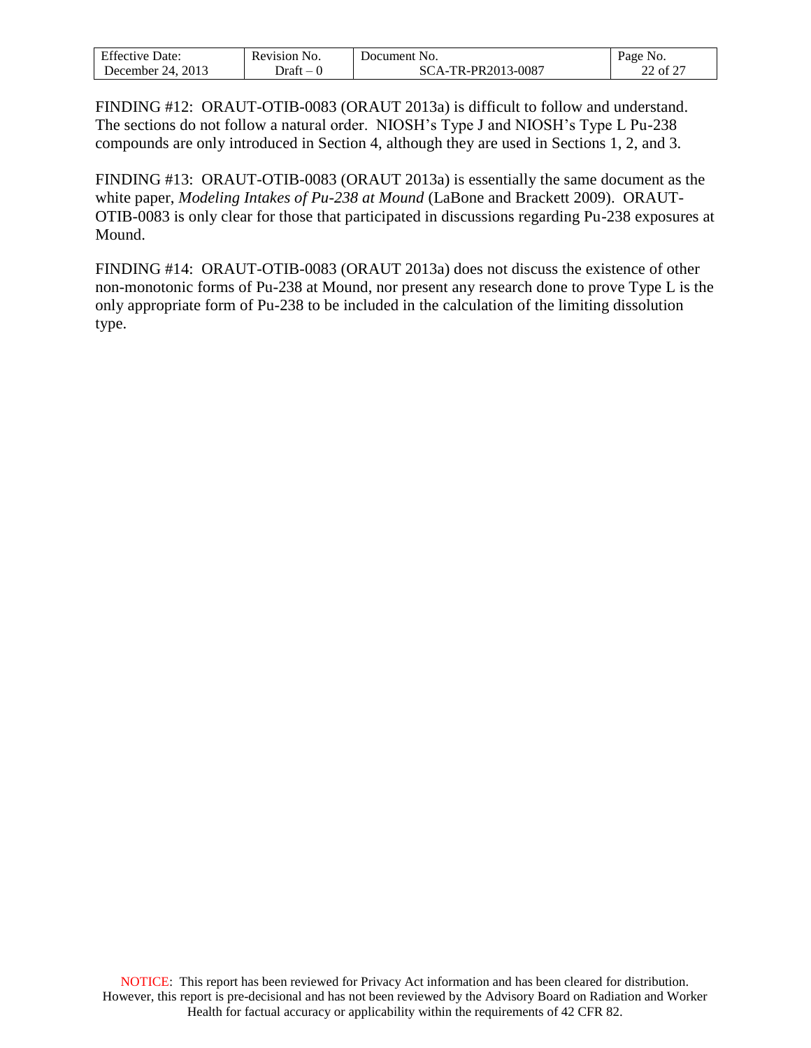FINDING #12: ORAUT-OTIB-0083 (ORAUT 2013a) is difficult to follow and understand. The sections do not follow a natural order. NIOSH's Type J and NIOSH's Type L Pu-238 compounds are only introduced in Section 4, although they are used in Sections 1, 2, and 3.

FINDING #13: ORAUT-OTIB-0083 (ORAUT 2013a) is essentially the same document as the white paper, *Modeling Intakes of Pu-238 at Mound* (LaBone and Brackett 2009). ORAUT-OTIB-0083 is only clear for those that participated in discussions regarding Pu-238 exposures at Mound.

FINDING #14: ORAUT-OTIB-0083 (ORAUT 2013a) does not discuss the existence of other non-monotonic forms of Pu-238 at Mound, nor present any research done to prove Type L is the only appropriate form of Pu-238 to be included in the calculation of the limiting dissolution type.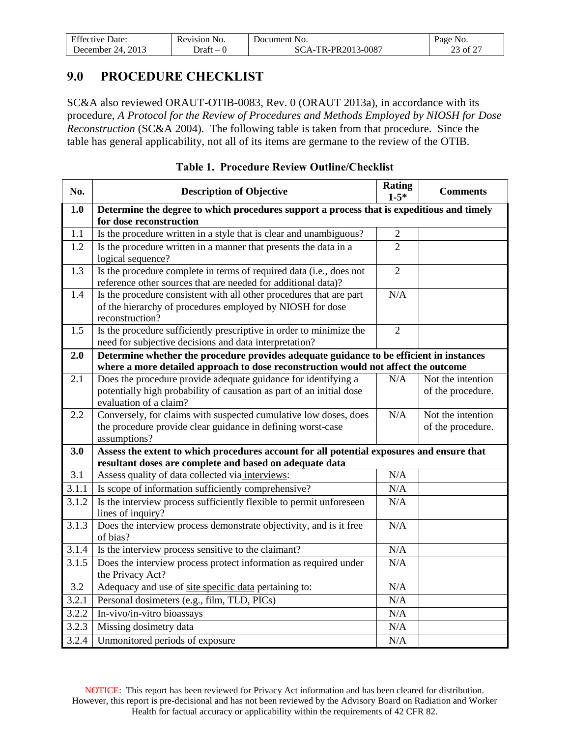## 9.0 PROCEDURE CHECKLIST

SC&A also reviewed ORAUT-OTIB-0083, Rev. 0 (ORAUT 2013a), in accordance with its procedure, *A Protocol for the Review of Procedures and Methods Employed by NIOSH for Dose Reconstruction* (SC&A 2004). The following table is taken from that procedure. Since the table has general applicability, not all of its items are germane to the review of the OTIB.

**Table 1. Procedure Review Outline/Checklist**

| No. | Description of Objective | Rating 1-5* | Comments |
|---|---|---|---|
| **1.0** | **Determine the degree to which procedures support a process that is expeditious and timely for dose reconstruction** | | |
| 1.1 | Is the procedure written in a style that is clear and unambiguous? | 2 | |
| 1.2 | Is the procedure written in a manner that presents the data in a logical sequence? | 2 | |
| 1.3 | Is the procedure complete in terms of required data (i.e., does not reference other sources that are needed for additional data)? | 2 | |
| 1.4 | Is the procedure consistent with all other procedures that are part of the hierarchy of procedures employed by NIOSH for dose reconstruction? | N/A | |
| 1.5 | Is the procedure sufficiently prescriptive in order to minimize the need for subjective decisions and data interpretation? | 2 | |
| **2.0** | **Determine whether the procedure provides adequate guidance to be efficient in instances where a more detailed approach to dose reconstruction would not affect the outcome** | | |
| 2.1 | Does the procedure provide adequate guidance for identifying a potentially high probability of causation as part of an initial dose evaluation of a claim? | N/A | Not the intention of the procedure. |
| 2.2 | Conversely, for claims with suspected cumulative low doses, does the procedure provide clear guidance in defining worst-case assumptions? | N/A | Not the intention of the procedure. |
| **3.0** | **Assess the extent to which procedures account for all potential exposures and ensure that resultant doses are complete and based on adequate data** | | |
| 3.1 | Assess quality of data collected via interviews: | N/A | |
| 3.1.1 | Is scope of information sufficiently comprehensive? | N/A | |
| 3.1.2 | Is the interview process sufficiently flexible to permit unforeseen lines of inquiry? | N/A | |
| 3.1.3 | Does the interview process demonstrate objectivity, and is it free of bias? | N/A | |
| 3.1.4 | Is the interview process sensitive to the claimant? | N/A | |
| 3.1.5 | Does the interview process protect information as required under the Privacy Act? | N/A | |
| 3.2 | Adequacy and use of site specific data pertaining to: | N/A | |
| 3.2.1 | Personal dosimeters (e.g., film, TLD, PICs) | N/A | |
| 3.2.2 | In-vivo/in-vitro bioassays | N/A | |
| 3.2.3 | Missing dosimetry data | N/A | |
| 3.2.4 | Unmonitored periods of exposure | N/A | |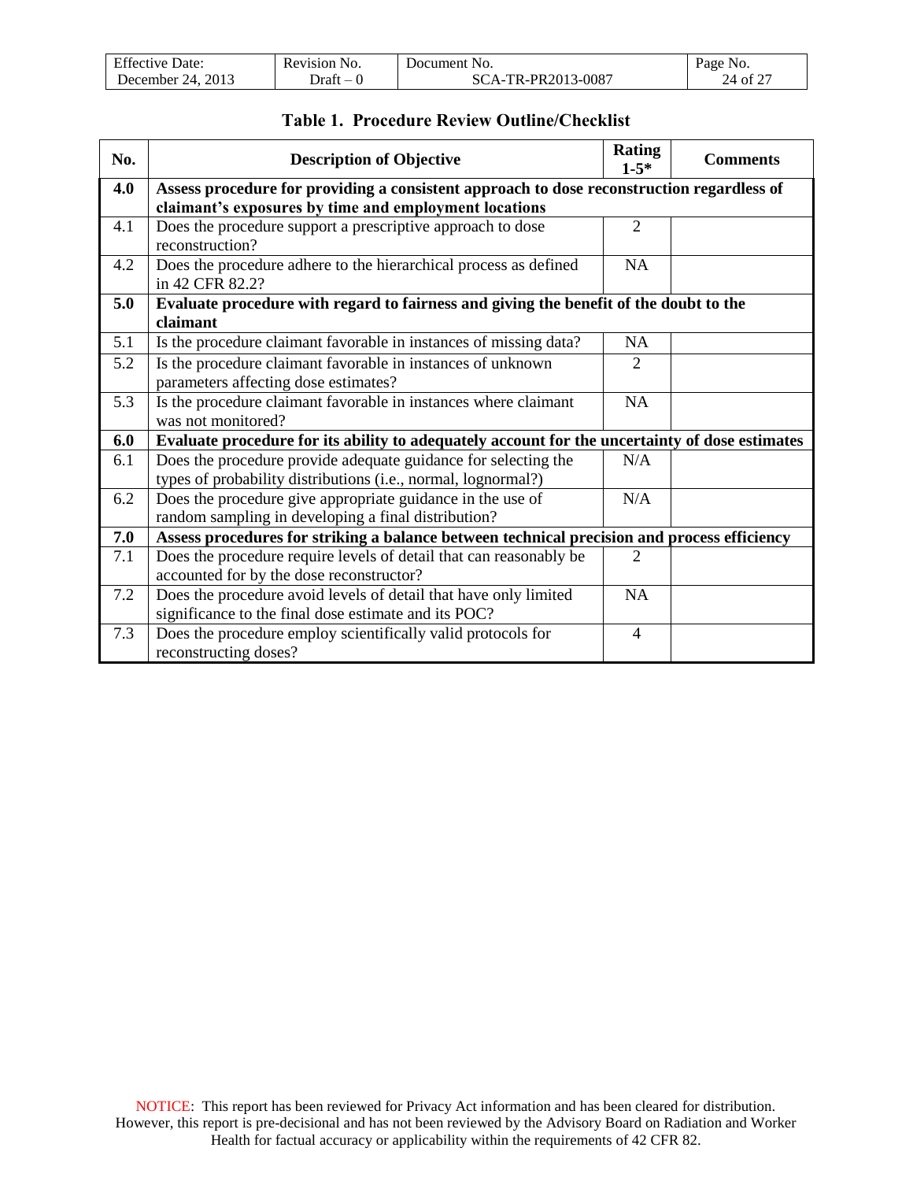**Table 1. Procedure Review Outline/Checklist**

| No. | Description of Objective | Rating 1-5* | Comments |
|---|---|---|---|
| **4.0** | **Assess procedure for providing a consistent approach to dose reconstruction regardless of claimant's exposures by time and employment locations** | | |
| 4.1 | Does the procedure support a prescriptive approach to dose reconstruction? | 2 | |
| 4.2 | Does the procedure adhere to the hierarchical process as defined in 42 CFR 82.2? | NA | |
| **5.0** | **Evaluate procedure with regard to fairness and giving the benefit of the doubt to the claimant** | | |
| 5.1 | Is the procedure claimant favorable in instances of missing data? | NA | |
| 5.2 | Is the procedure claimant favorable in instances of unknown parameters affecting dose estimates? | 2 | |
| 5.3 | Is the procedure claimant favorable in instances where claimant was not monitored? | NA | |
| **6.0** | **Evaluate procedure for its ability to adequately account for the uncertainty of dose estimates** | | |
| 6.1 | Does the procedure provide adequate guidance for selecting the types of probability distributions (i.e., normal, lognormal?) | N/A | |
| 6.2 | Does the procedure give appropriate guidance in the use of random sampling in developing a final distribution? | N/A | |
| **7.0** | **Assess procedures for striking a balance between technical precision and process efficiency** | | |
| 7.1 | Does the procedure require levels of detail that can reasonably be accounted for by the dose reconstructor? | 2 | |
| 7.2 | Does the procedure avoid levels of detail that have only limited significance to the final dose estimate and its POC? | NA | |
| 7.3 | Does the procedure employ scientifically valid protocols for reconstructing doses? | 4 | |

NOTICE: This report has been reviewed for Privacy Act information and has been cleared for distribution. However, this report is pre-decisional and has not been reviewed by the Advisory Board on Radiation and Worker Health for factual accuracy or applicability within the requirements of 42 CFR 82.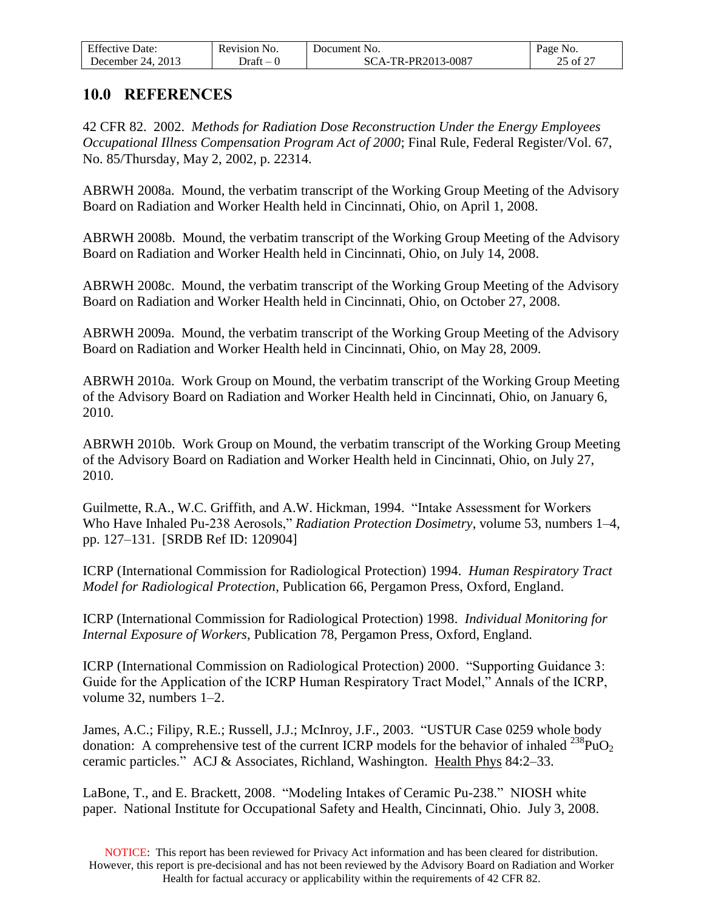## 10.0 REFERENCES

42 CFR 82. 2002. *Methods for Radiation Dose Reconstruction Under the Energy Employees Occupational Illness Compensation Program Act of 2000*; Final Rule, Federal Register/Vol. 67, No. 85/Thursday, May 2, 2002, p. 22314.

ABRWH 2008a. Mound, the verbatim transcript of the Working Group Meeting of the Advisory Board on Radiation and Worker Health held in Cincinnati, Ohio, on April 1, 2008.

ABRWH 2008b. Mound, the verbatim transcript of the Working Group Meeting of the Advisory Board on Radiation and Worker Health held in Cincinnati, Ohio, on July 14, 2008.

ABRWH 2008c. Mound, the verbatim transcript of the Working Group Meeting of the Advisory Board on Radiation and Worker Health held in Cincinnati, Ohio, on October 27, 2008.

ABRWH 2009a. Mound, the verbatim transcript of the Working Group Meeting of the Advisory Board on Radiation and Worker Health held in Cincinnati, Ohio, on May 28, 2009.

ABRWH 2010a. Work Group on Mound, the verbatim transcript of the Working Group Meeting of the Advisory Board on Radiation and Worker Health held in Cincinnati, Ohio, on January 6, 2010.

ABRWH 2010b. Work Group on Mound, the verbatim transcript of the Working Group Meeting of the Advisory Board on Radiation and Worker Health held in Cincinnati, Ohio, on July 27, 2010.

Guilmette, R.A., W.C. Griffith, and A.W. Hickman, 1994. "Intake Assessment for Workers Who Have Inhaled Pu-238 Aerosols," *Radiation Protection Dosimetry*, volume 53, numbers 1–4, pp. 127–131. [SRDB Ref ID: 120904]

ICRP (International Commission for Radiological Protection) 1994. *Human Respiratory Tract Model for Radiological Protection*, Publication 66, Pergamon Press, Oxford, England.

ICRP (International Commission for Radiological Protection) 1998. *Individual Monitoring for Internal Exposure of Workers*, Publication 78, Pergamon Press, Oxford, England.

ICRP (International Commission on Radiological Protection) 2000. "Supporting Guidance 3: Guide for the Application of the ICRP Human Respiratory Tract Model," Annals of the ICRP, volume 32, numbers 1–2.

James, A.C.; Filipy, R.E.; Russell, J.J.; McInroy, J.F., 2003. "USTUR Case 0259 whole body donation: A comprehensive test of the current ICRP models for the behavior of inhaled $^{238}PuO_2$ ceramic particles." ACJ & Associates, Richland, Washington. Health Phys 84:2–33.

LaBone, T., and E. Brackett, 2008. "Modeling Intakes of Ceramic Pu-238." NIOSH white paper. National Institute for Occupational Safety and Health, Cincinnati, Ohio. July 3, 2008.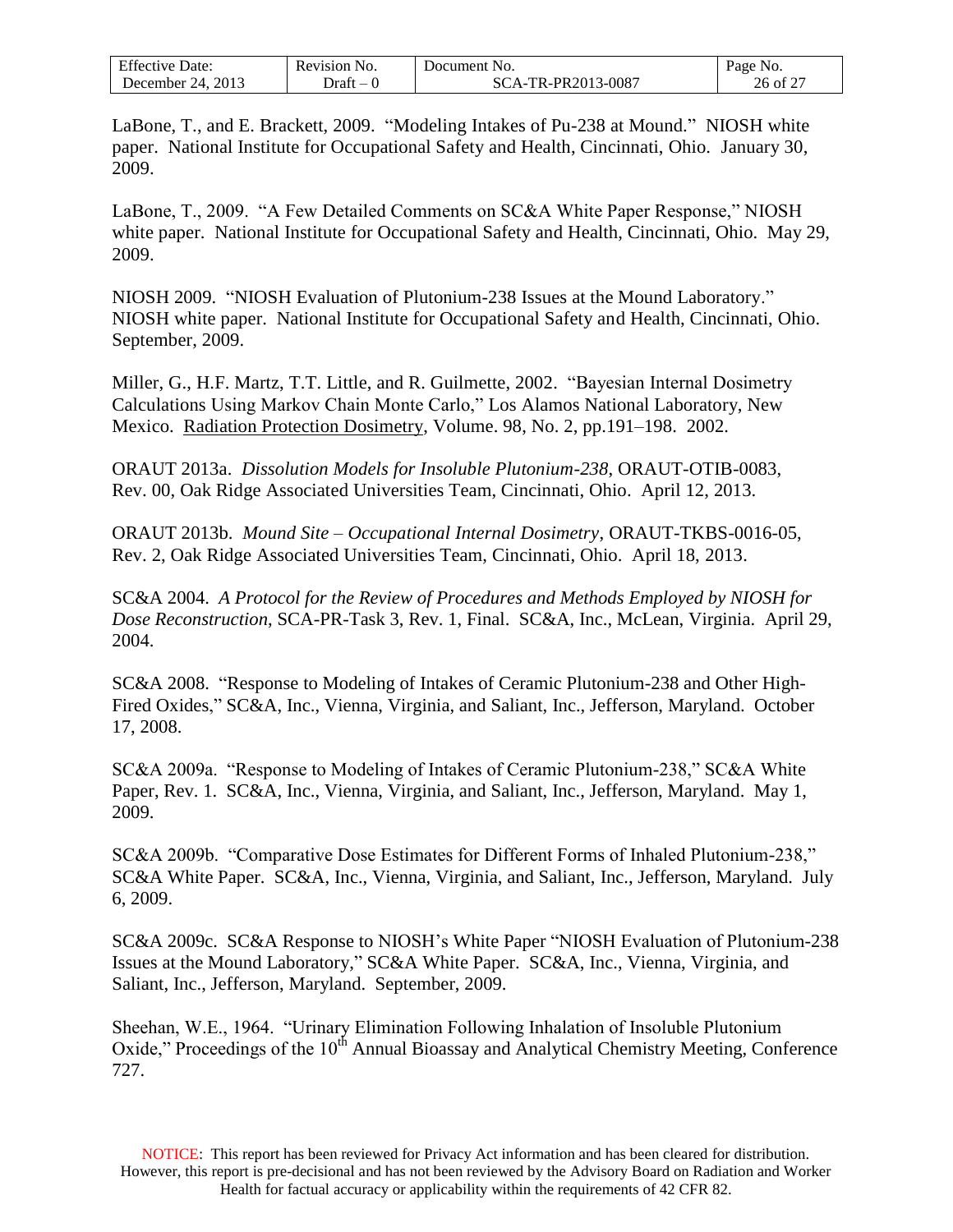LaBone, T., and E. Brackett, 2009. "Modeling Intakes of Pu-238 at Mound." NIOSH white paper. National Institute for Occupational Safety and Health, Cincinnati, Ohio. January 30, 2009.

LaBone, T., 2009. "A Few Detailed Comments on SC&A White Paper Response," NIOSH white paper. National Institute for Occupational Safety and Health, Cincinnati, Ohio. May 29, 2009.

NIOSH 2009. "NIOSH Evaluation of Plutonium-238 Issues at the Mound Laboratory." NIOSH white paper. National Institute for Occupational Safety and Health, Cincinnati, Ohio. September, 2009.

Miller, G., H.F. Martz, T.T. Little, and R. Guilmette, 2002. "Bayesian Internal Dosimetry Calculations Using Markov Chain Monte Carlo," Los Alamos National Laboratory, New Mexico. Radiation Protection Dosimetry, Volume. 98, No. 2, pp.191–198. 2002.

ORAUT 2013a. *Dissolution Models for Insoluble Plutonium-238*, ORAUT-OTIB-0083, Rev. 00, Oak Ridge Associated Universities Team, Cincinnati, Ohio. April 12, 2013.

ORAUT 2013b. *Mound Site – Occupational Internal Dosimetry*, ORAUT-TKBS-0016-05, Rev. 2, Oak Ridge Associated Universities Team, Cincinnati, Ohio. April 18, 2013.

SC&A 2004. *A Protocol for the Review of Procedures and Methods Employed by NIOSH for Dose Reconstruction*, SCA-PR-Task 3, Rev. 1, Final. SC&A, Inc., McLean, Virginia. April 29, 2004.

SC&A 2008. "Response to Modeling of Intakes of Ceramic Plutonium-238 and Other High-Fired Oxides," SC&A, Inc., Vienna, Virginia, and Saliant, Inc., Jefferson, Maryland. October 17, 2008.

SC&A 2009a. "Response to Modeling of Intakes of Ceramic Plutonium-238," SC&A White Paper, Rev. 1. SC&A, Inc., Vienna, Virginia, and Saliant, Inc., Jefferson, Maryland. May 1, 2009.

SC&A 2009b. "Comparative Dose Estimates for Different Forms of Inhaled Plutonium-238," SC&A White Paper. SC&A, Inc., Vienna, Virginia, and Saliant, Inc., Jefferson, Maryland. July 6, 2009.

SC&A 2009c. SC&A Response to NIOSH's White Paper "NIOSH Evaluation of Plutonium-238 Issues at the Mound Laboratory," SC&A White Paper. SC&A, Inc., Vienna, Virginia, and Saliant, Inc., Jefferson, Maryland. September, 2009.

Sheehan, W.E., 1964. "Urinary Elimination Following Inhalation of Insoluble Plutonium Oxide," Proceedings of the 10th Annual Bioassay and Analytical Chemistry Meeting, Conference 727.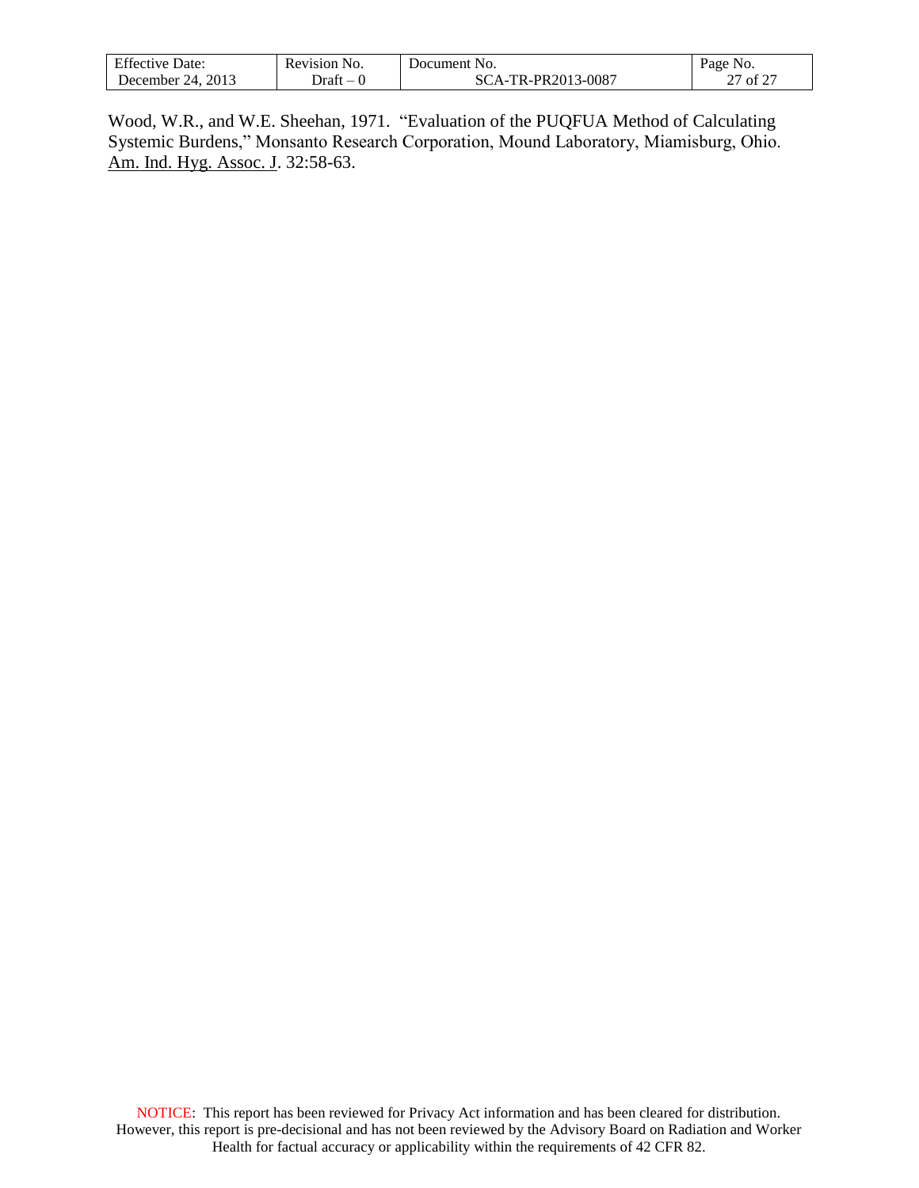Wood, W.R., and W.E. Sheehan, 1971. "Evaluation of the PUQFUA Method of Calculating Systemic Burdens," Monsanto Research Corporation, Mound Laboratory, Miamisburg, Ohio. Am. Ind. Hyg. Assoc. J. 32:58-63.

NOTICE: This report has been reviewed for Privacy Act information and has been cleared for distribution. However, this report is pre-decisional and has not been reviewed by the Advisory Board on Radiation and Worker Health for factual accuracy or applicability within the requirements of 42 CFR 82.